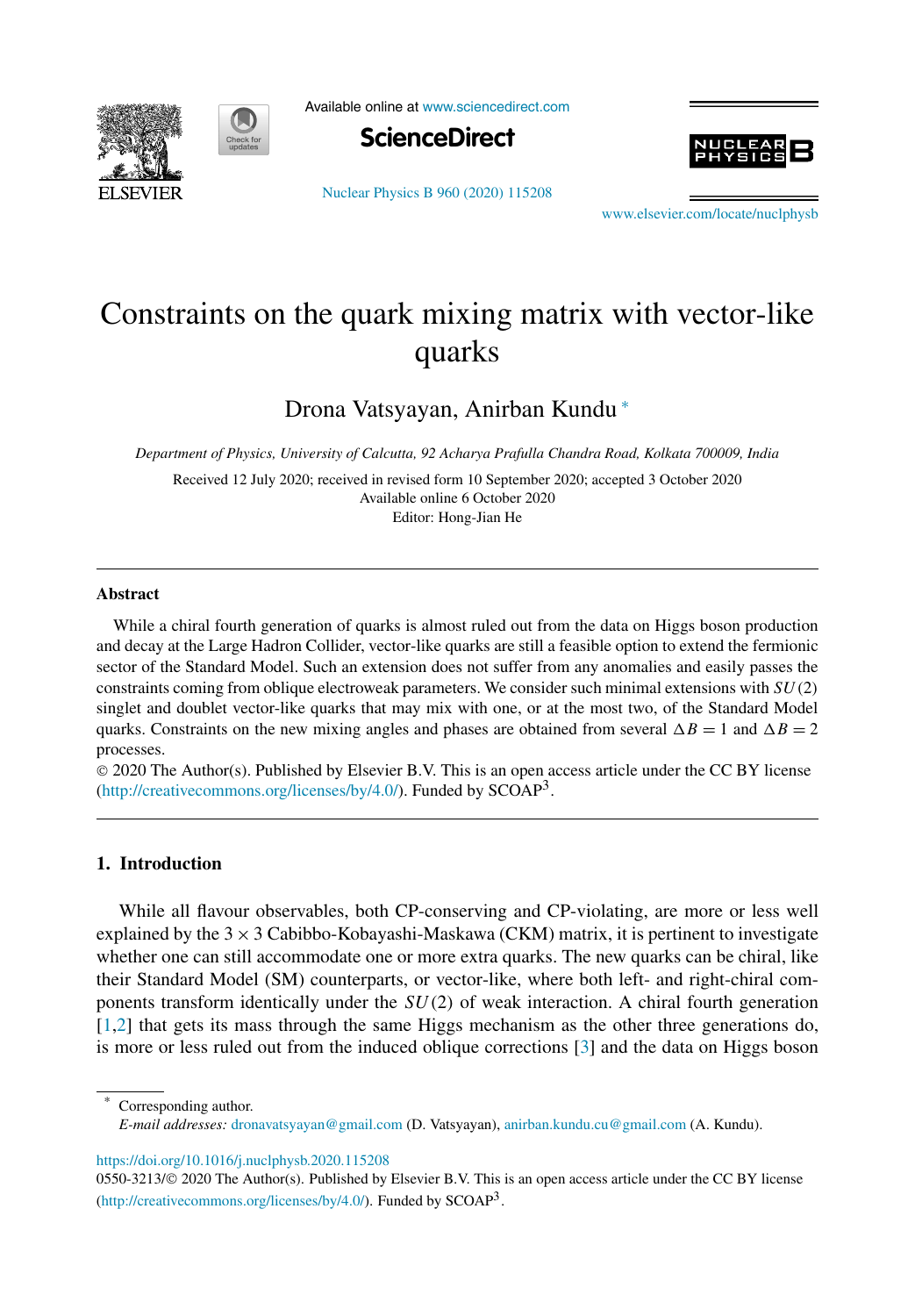# Constraints on the quark mixing matrix with vector-like quarks

Drona Vatsyayan, Anirban Kundu *

*Department of Physics, University of Calcutta, 92 Acharya Prafulla Chandra Road, Kolkata 700009, India*

Received 12 July 2020; received in revised form 10 September 2020; accepted 3 October 2020
Available online 6 October 2020
Editor: Hong-Jian He

## Abstract

While a chiral fourth generation of quarks is almost ruled out from the data on Higgs boson production and decay at the Large Hadron Collider, vector-like quarks are still a feasible option to extend the fermionic sector of the Standard Model. Such an extension does not suffer from any anomalies and easily passes the constraints coming from oblique electroweak parameters. We consider such minimal extensions with $SU(2)$ singlet and doublet vector-like quarks that may mix with one, or at the most two, of the Standard Model quarks. Constraints on the new mixing angles and phases are obtained from several $\Delta B = 1$ and $\Delta B = 2$ processes.

© 2020 The Author(s). Published by Elsevier B.V. This is an open access article under the CC BY license (http://creativecommons.org/licenses/by/4.0/). Funded by SCOAP[3].

## 1. Introduction

While all flavour observables, both CP-conserving and CP-violating, are more or less well explained by the $3 \times 3$ Cabibbo-Kobayashi-Maskawa (CKM) matrix, it is pertinent to investigate whether one can still accommodate one or more extra quarks. The new quarks can be chiral, like their Standard Model (SM) counterparts, or vector-like, where both left- and right-chiral components transform identically under the $SU(2)$ of weak interaction. A chiral fourth generation [1,2] that gets its mass through the same Higgs mechanism as the other three generations do, is more or less ruled out from the induced oblique corrections [3] and the data on Higgs boson

---

* Corresponding author.
*E-mail addresses:* dronavatsyayan@gmail.com (D. Vatsyayan), anirban.kundu.cu@gmail.com (A. Kundu).

https://doi.org/10.1016/j.nuclphysb.2020.115208
0550-3213/© 2020 The Author(s). Published by Elsevier B.V. This is an open access article under the CC BY license (http://creativecommons.org/licenses/by/4.0/). Funded by SCOAP[3].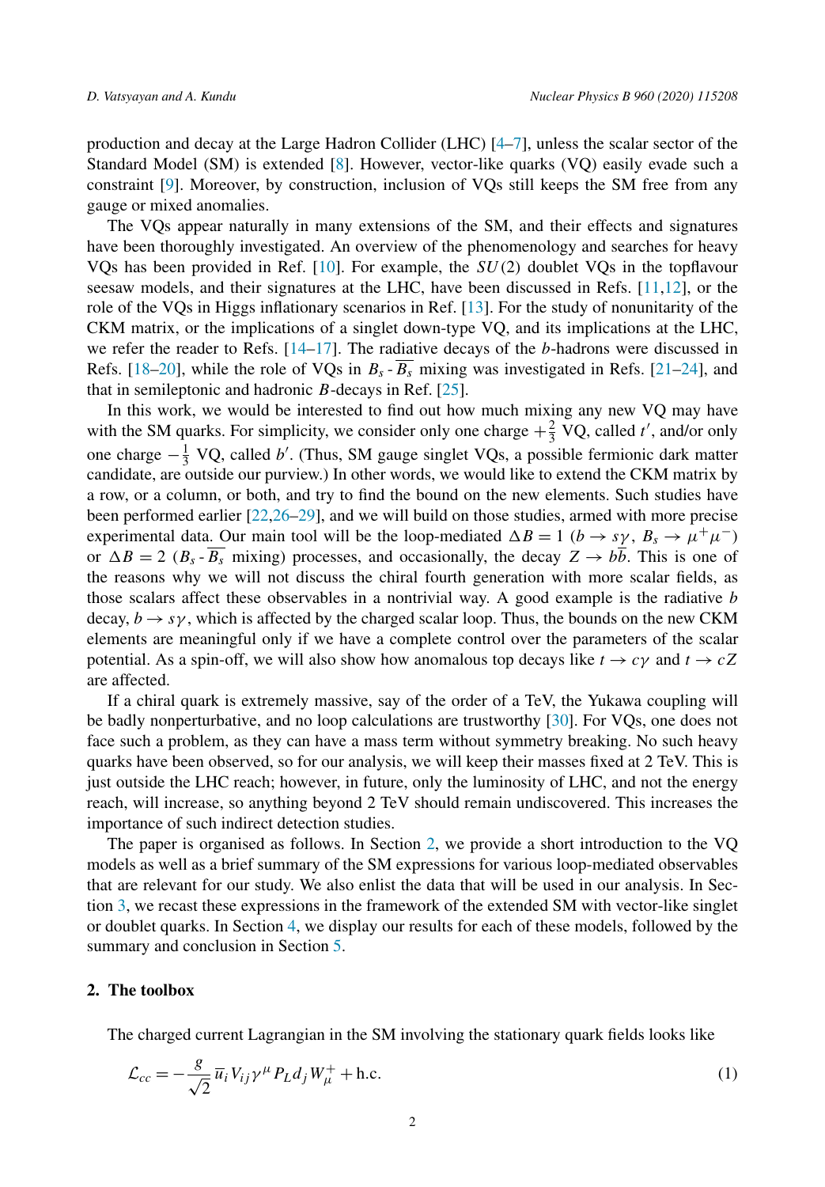production and decay at the Large Hadron Collider (LHC) [4–7], unless the scalar sector of the Standard Model (SM) is extended [8]. However, vector-like quarks (VQ) easily evade such a constraint [9]. Moreover, by construction, inclusion of VQs still keeps the SM free from any gauge or mixed anomalies.

The VQs appear naturally in many extensions of the SM, and their effects and signatures have been thoroughly investigated. An overview of the phenomenology and searches for heavy VQs has been provided in Ref. [10]. For example, the $SU(2)$ doublet VQs in the topflavour seesaw models, and their signatures at the LHC, have been discussed in Refs. [11,12], or the role of the VQs in Higgs inflationary scenarios in Ref. [13]. For the study of nonunitarity of the CKM matrix, or the implications of a singlet down-type VQ, and its implications at the LHC, we refer the reader to Refs. [14–17]. The radiative decays of the $b$-hadrons were discussed in Refs. [18–20], while the role of VQs in $B_s$ - $\overline{B_s}$ mixing was investigated in Refs. [21–24], and that in semileptonic and hadronic $B$-decays in Ref. [25].

In this work, we would be interested to find out how much mixing any new VQ may have with the SM quarks. For simplicity, we consider only one charge $+\frac{2}{3}$ VQ, called $t'$, and/or only one charge $-\frac{1}{3}$ VQ, called $b'$. (Thus, SM gauge singlet VQs, a possible fermionic dark matter candidate, are outside our purview.) In other words, we would like to extend the CKM matrix by a row, or a column, or both, and try to find the bound on the new elements. Such studies have been performed earlier [22,26–29], and we will build on those studies, armed with more precise experimental data. Our main tool will be the loop-mediated $\Delta B = 1$ ($b \to s\gamma$, $B_s \to \mu^+\mu^-$) or $\Delta B = 2$ ($B_s$ - $\overline{B_s}$ mixing) processes, and occasionally, the decay $Z \to b\overline{b}$. This is one of the reasons why we will not discuss the chiral fourth generation with more scalar fields, as those scalars affect these observables in a nontrivial way. A good example is the radiative $b$ decay, $b \to s\gamma$, which is affected by the charged scalar loop. Thus, the bounds on the new CKM elements are meaningful only if we have a complete control over the parameters of the scalar potential. As a spin-off, we will also show how anomalous top decays like $t \to c\gamma$ and $t \to cZ$ are affected.

If a chiral quark is extremely massive, say of the order of a TeV, the Yukawa coupling will be badly nonperturbative, and no loop calculations are trustworthy [30]. For VQs, one does not face such a problem, as they can have a mass term without symmetry breaking. No such heavy quarks have been observed, so for our analysis, we will keep their masses fixed at 2 TeV. This is just outside the LHC reach; however, in future, only the luminosity of LHC, and not the energy reach, will increase, so anything beyond 2 TeV should remain undiscovered. This increases the importance of such indirect detection studies.

The paper is organised as follows. In Section 2, we provide a short introduction to the VQ models as well as a brief summary of the SM expressions for various loop-mediated observables that are relevant for our study. We also enlist the data that will be used in our analysis. In Section 3, we recast these expressions in the framework of the extended SM with vector-like singlet or doublet quarks. In Section 4, we display our results for each of these models, followed by the summary and conclusion in Section 5.

## 2. The toolbox

The charged current Lagrangian in the SM involving the stationary quark fields looks like

$$\mathcal{L}_{cc} = -\frac{g}{\sqrt{2}} \overline{u}_i V_{ij} \gamma^\mu P_L d_j W_\mu^+ + \text{h.c.} \tag{1}$$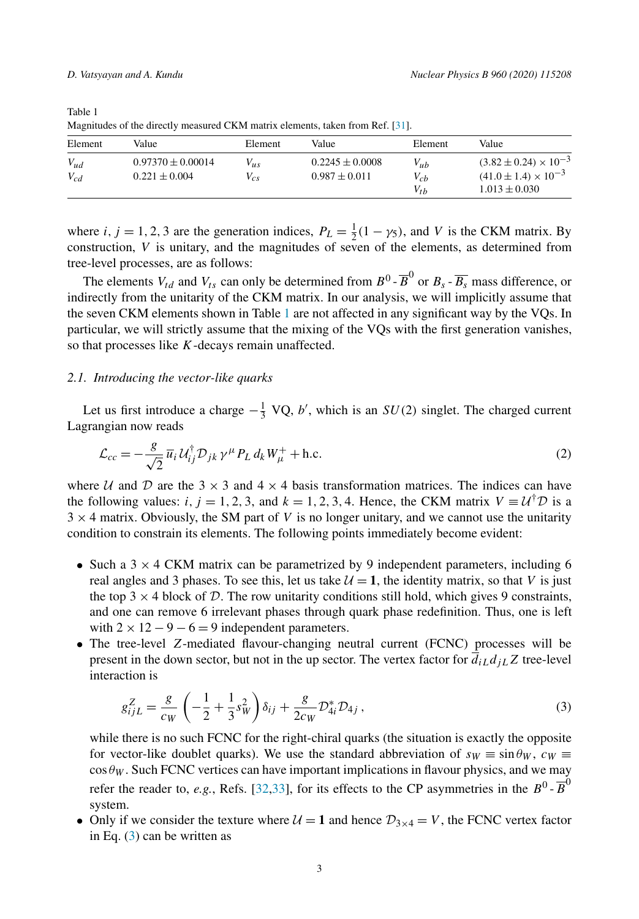Table 1
Magnitudes of the directly measured CKM matrix elements, taken from Ref. [31].

| Element | Value | Element | Value | Element | Value |
|---|---|---|---|---|---|
| $V_{ud}$ | $0.97370 \pm 0.00014$ | $V_{us}$ | $0.2245 \pm 0.0008$ | $V_{ub}$ | $(3.82 \pm 0.24) \times 10^{-3}$ |
| $V_{cd}$ | $0.221 \pm 0.004$ | $V_{cs}$ | $0.987 \pm 0.011$ | $V_{cb}$ | $(41.0 \pm 1.4) \times 10^{-3}$ |
| | | | | $V_{tb}$ | $1.013 \pm 0.030$ |

where $i, j = 1, 2, 3$ are the generation indices, $P_L = \frac{1}{2}(1 - \gamma_5)$, and $V$ is the CKM matrix. By construction, $V$ is unitary, and the magnitudes of seven of the elements, as determined from tree-level processes, are as follows:

The elements $V_{td}$ and $V_{ts}$ can only be determined from $B^0$ - $\overline{B}^0$ or $B_s$ - $\overline{B_s}$ mass difference, or indirectly from the unitarity of the CKM matrix. In our analysis, we will implicitly assume that the seven CKM elements shown in Table 1 are not affected in any significant way by the VQs. In particular, we will strictly assume that the mixing of the VQs with the first generation vanishes, so that processes like $K$-decays remain unaffected.

### 2.1. Introducing the vector-like quarks

Let us first introduce a charge $-\frac{1}{3}$ VQ, $b'$, which is an $SU(2)$ singlet. The charged current Lagrangian now reads

$$\mathcal{L}_{cc} = -\frac{g}{\sqrt{2}}\, \overline{u}_i\, \mathcal{U}^\dagger_{ij} \mathcal{D}_{jk}\, \gamma^\mu P_L\, d_k W^+_\mu + \text{h.c.} \tag{2}$$

where $\mathcal{U}$ and $\mathcal{D}$ are the $3 \times 3$ and $4 \times 4$ basis transformation matrices. The indices can have the following values: $i, j = 1, 2, 3$, and $k = 1, 2, 3, 4$. Hence, the CKM matrix $V \equiv \mathcal{U}^\dagger \mathcal{D}$ is a $3 \times 4$ matrix. Obviously, the SM part of $V$ is no longer unitary, and we cannot use the unitarity condition to constrain its elements. The following points immediately become evident:

- Such a $3 \times 4$ CKM matrix can be parametrized by 9 independent parameters, including 6 real angles and 3 phases. To see this, let us take $\mathcal{U} = \mathbf{1}$, the identity matrix, so that $V$ is just the top $3 \times 4$ block of $\mathcal{D}$. The row unitarity conditions still hold, which gives 9 constraints, and one can remove 6 irrelevant phases through quark phase redefinition. Thus, one is left with $2 \times 12 - 9 - 6 = 9$ independent parameters.
- The tree-level $Z$-mediated flavour-changing neutral current (FCNC) processes will be present in the down sector, but not in the up sector. The vertex factor for $\overline{d}_{iL} d_{jL} Z$ tree-level interaction is

$$g^Z_{ijL} = \frac{g}{c_W}\left(-\frac{1}{2} + \frac{1}{3}s_W^2\right)\delta_{ij} + \frac{g}{2c_W}\mathcal{D}^*_{4i}\mathcal{D}_{4j}\,, \tag{3}$$

  while there is no such FCNC for the right-chiral quarks (the situation is exactly the opposite for vector-like doublet quarks). We use the standard abbreviation of $s_W \equiv \sin\theta_W$, $c_W \equiv \cos\theta_W$. Such FCNC vertices can have important implications in flavour physics, and we may refer the reader to, *e.g.*, Refs. [32,33], for its effects to the CP asymmetries in the $B^0$ - $\overline{B}^0$ system.
- Only if we consider the texture where $\mathcal{U} = \mathbf{1}$ and hence $\mathcal{D}_{3\times 4} = V$, the FCNC vertex factor in Eq. (3) can be written as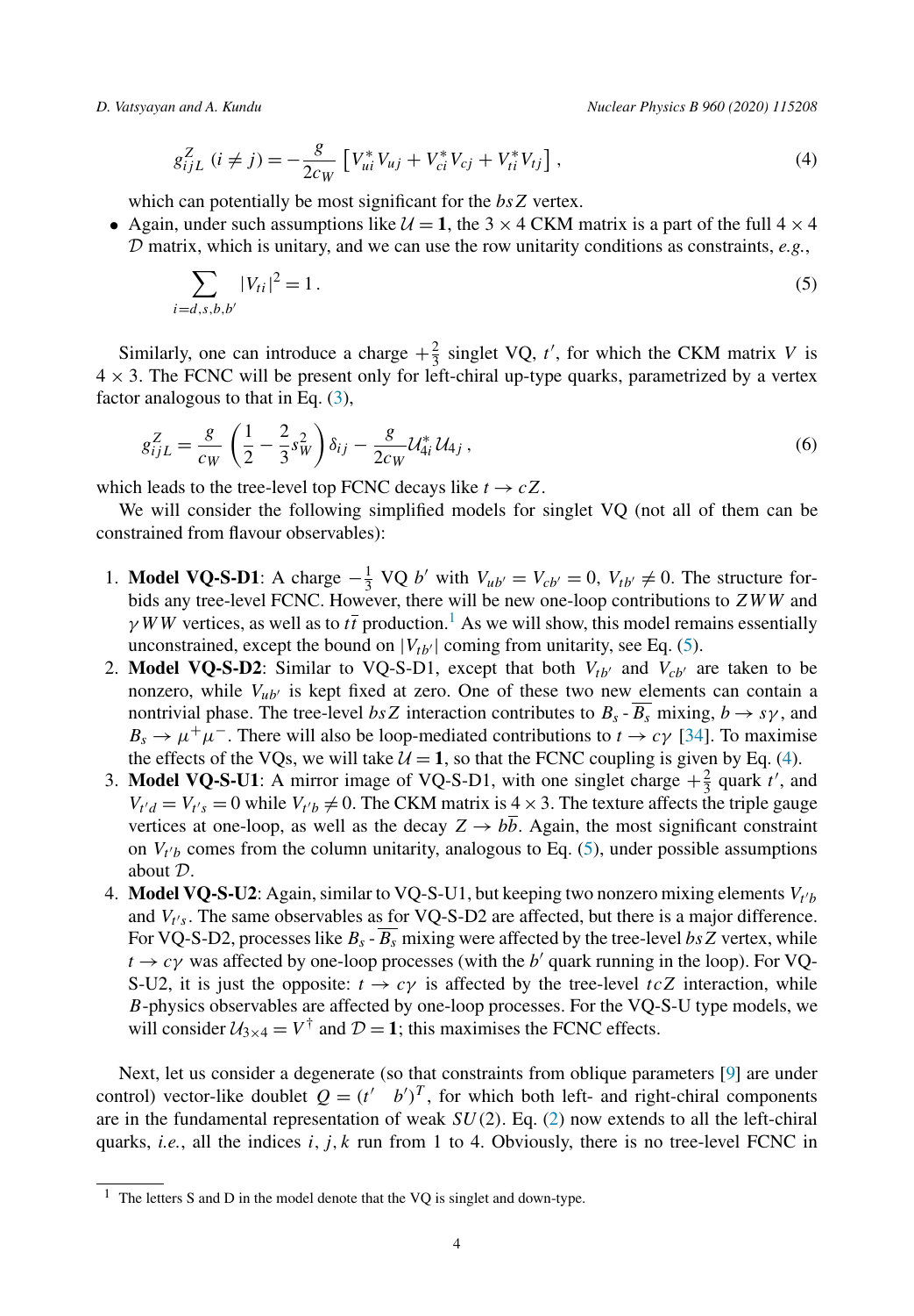$$
g^Z_{ijL}\ (i \neq j) = -\frac{g}{2c_W}\left[V^*_{ui}V_{uj} + V^*_{ci}V_{cj} + V^*_{ti}V_{tj}\right], \tag{4}
$$

which can potentially be most significant for the $bsZ$ vertex.

- Again, under such assumptions like $\mathcal{U} = \mathbf{1}$, the $3 \times 4$ CKM matrix is a part of the full $4 \times 4$ $\mathcal{D}$ matrix, which is unitary, and we can use the row unitarity conditions as constraints, *e.g.*,

$$
\sum_{i=d,s,b,b'} |V_{ti}|^2 = 1\,. \tag{5}
$$

Similarly, one can introduce a charge $+\frac{2}{3}$ singlet VQ, $t'$, for which the CKM matrix $V$ is $4 \times 3$. The FCNC will be present only for left-chiral up-type quarks, parametrized by a vertex factor analogous to that in Eq. (3),

$$
g^Z_{ijL} = \frac{g}{c_W}\left(\frac{1}{2} - \frac{2}{3}s^2_W\right)\delta_{ij} - \frac{g}{2c_W}\mathcal{U}^*_{4i}\mathcal{U}_{4j}\,, \tag{6}
$$

which leads to the tree-level top FCNC decays like $t \to cZ$.

We will consider the following simplified models for singlet VQ (not all of them can be constrained from flavour observables):

1. **Model VQ-S-D1**: A charge $-\frac{1}{3}$ VQ $b'$ with $V_{ub'} = V_{cb'} = 0$, $V_{tb'} \neq 0$. The structure forbids any tree-level FCNC. However, there will be new one-loop contributions to $ZWW$ and $\gamma WW$ vertices, as well as to $t\bar{t}$ production.[1] As we will show, this model remains essentially unconstrained, except the bound on $|V_{tb'}|$ coming from unitarity, see Eq. (5).
2. **Model VQ-S-D2**: Similar to VQ-S-D1, except that both $V_{tb'}$ and $V_{cb'}$ are taken to be nonzero, while $V_{ub'}$ is kept fixed at zero. One of these two new elements can contain a nontrivial phase. The tree-level $bsZ$ interaction contributes to $B_s$ - $\overline{B_s}$ mixing, $b \to s\gamma$, and $B_s \to \mu^+\mu^-$. There will also be loop-mediated contributions to $t \to c\gamma$ [34]. To maximise the effects of the VQs, we will take $\mathcal{U} = \mathbf{1}$, so that the FCNC coupling is given by Eq. (4).
3. **Model VQ-S-U1**: A mirror image of VQ-S-D1, with one singlet charge $+\frac{2}{3}$ quark $t'$, and $V_{t'd} = V_{t's} = 0$ while $V_{t'b} \neq 0$. The CKM matrix is $4 \times 3$. The texture affects the triple gauge vertices at one-loop, as well as the decay $Z \to b\bar{b}$. Again, the most significant constraint on $V_{t'b}$ comes from the column unitarity, analogous to Eq. (5), under possible assumptions about $\mathcal{D}$.
4. **Model VQ-S-U2**: Again, similar to VQ-S-U1, but keeping two nonzero mixing elements $V_{t'b}$ and $V_{t's}$. The same observables as for VQ-S-D2 are affected, but there is a major difference. For VQ-S-D2, processes like $B_s$ - $\overline{B_s}$ mixing were affected by the tree-level $bsZ$ vertex, while $t \to c\gamma$ was affected by one-loop processes (with the $b'$ quark running in the loop). For VQ-S-U2, it is just the opposite: $t \to c\gamma$ is affected by the tree-level $tcZ$ interaction, while $B$-physics observables are affected by one-loop processes. For the VQ-S-U type models, we will consider $\mathcal{U}_{3\times 4} = V^\dagger$ and $\mathcal{D} = \mathbf{1}$; this maximises the FCNC effects.

Next, let us consider a degenerate (so that constraints from oblique parameters [9] are under control) vector-like doublet $Q = (t' \quad b')^T$, for which both left- and right-chiral components are in the fundamental representation of weak $SU(2)$. Eq. (2) now extends to all the left-chiral quarks, *i.e.*, all the indices $i, j, k$ run from 1 to 4. Obviously, there is no tree-level FCNC in

[1] The letters S and D in the model denote that the VQ is singlet and down-type.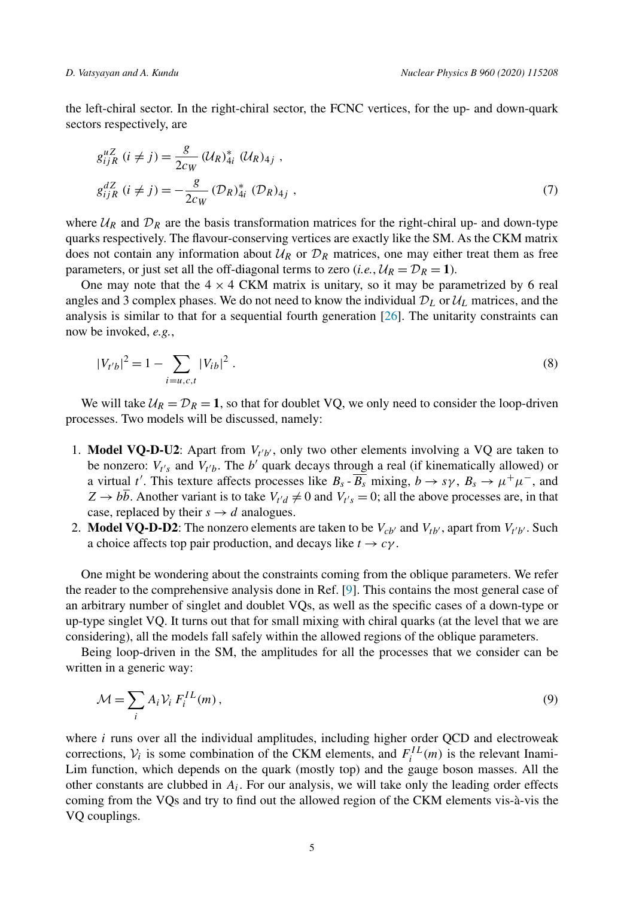the left-chiral sector. In the right-chiral sector, the FCNC vertices, for the up- and down-quark sectors respectively, are

$$g^{uZ}_{ijR}\ (i \neq j) = \frac{g}{2c_W}\, (\mathcal{U}_R)^*_{4i}\ (\mathcal{U}_R)_{4j}\ ,$$
$$g^{dZ}_{ijR}\ (i \neq j) = -\frac{g}{2c_W}\, (\mathcal{D}_R)^*_{4i}\ (\mathcal{D}_R)_{4j}\ , \tag{7}$$

where $\mathcal{U}_R$ and $\mathcal{D}_R$ are the basis transformation matrices for the right-chiral up- and down-type quarks respectively. The flavour-conserving vertices are exactly like the SM. As the CKM matrix does not contain any information about $\mathcal{U}_R$ or $\mathcal{D}_R$ matrices, one may either treat them as free parameters, or just set all the off-diagonal terms to zero (*i.e.*, $\mathcal{U}_R = \mathcal{D}_R = \mathbf{1}$).

One may note that the $4 \times 4$ CKM matrix is unitary, so it may be parametrized by 6 real angles and 3 complex phases. We do not need to know the individual $\mathcal{D}_L$ or $\mathcal{U}_L$ matrices, and the analysis is similar to that for a sequential fourth generation [26]. The unitarity constraints can now be invoked, *e.g.*,

$$|V_{t'b}|^2 = 1 - \sum_{i=u,c,t} |V_{ib}|^2\ . \tag{8}$$

We will take $\mathcal{U}_R = \mathcal{D}_R = \mathbf{1}$, so that for doublet VQ, we only need to consider the loop-driven processes. Two models will be discussed, namely:

1. **Model VQ-D-U2**: Apart from $V_{t'b'}$, only two other elements involving a VQ are taken to be nonzero: $V_{t's}$ and $V_{t'b}$. The $b'$ quark decays through a real (if kinematically allowed) or a virtual $t'$. This texture affects processes like $B_s$ - $\overline{B_s}$ mixing, $b \to s\gamma$, $B_s \to \mu^+\mu^-$, and $Z \to b\overline{b}$. Another variant is to take $V_{t'd} \neq 0$ and $V_{t's} = 0$; all the above processes are, in that case, replaced by their $s \to d$ analogues.
2. **Model VQ-D-D2**: The nonzero elements are taken to be $V_{cb'}$ and $V_{tb'}$, apart from $V_{t'b'}$. Such a choice affects top pair production, and decays like $t \to c\gamma$.

One might be wondering about the constraints coming from the oblique parameters. We refer the reader to the comprehensive analysis done in Ref. [9]. This contains the most general case of an arbitrary number of singlet and doublet VQs, as well as the specific cases of a down-type or up-type singlet VQ. It turns out that for small mixing with chiral quarks (at the level that we are considering), all the models fall safely within the allowed regions of the oblique parameters.

Being loop-driven in the SM, the amplitudes for all the processes that we consider can be written in a generic way:

$$\mathcal{M} = \sum_i A_i \mathcal{V}_i\, F^{IL}_i(m)\,, \tag{9}$$

where $i$ runs over all the individual amplitudes, including higher order QCD and electroweak corrections, $\mathcal{V}_i$ is some combination of the CKM elements, and $F^{IL}_i(m)$ is the relevant Inami-Lim function, which depends on the quark (mostly top) and the gauge boson masses. All the other constants are clubbed in $A_i$. For our analysis, we will take only the leading order effects coming from the VQs and try to find out the allowed region of the CKM elements vis-à-vis the VQ couplings.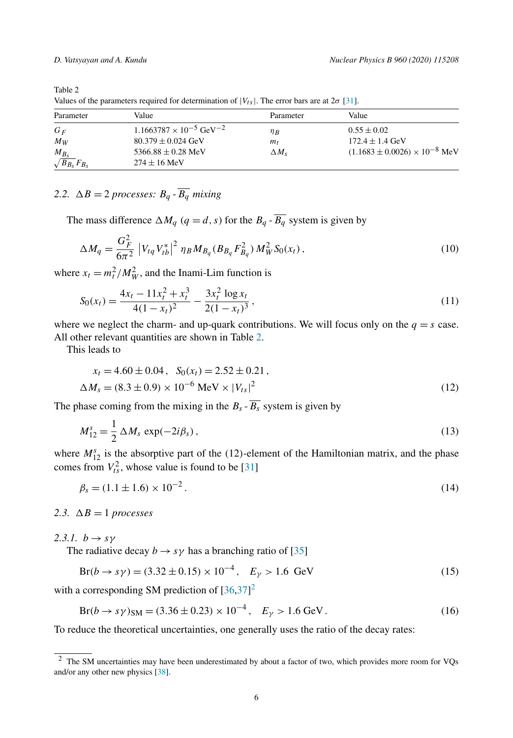Table 2
Values of the parameters required for determination of $|V_{ts}|$. The error bars are at $2\sigma$ [31].

| Parameter | Value | Parameter | Value |
|---|---|---|---|
| $G_F$ | $1.1663787 \times 10^{-5}$ GeV$^{-2}$ | $\eta_B$ | $0.55 \pm 0.02$ |
| $M_W$ | $80.379 \pm 0.024$ GeV | $m_t$ | $172.4 \pm 1.4$ GeV |
| $M_{B_s}$ | $5366.88 \pm 0.28$ MeV | $\Delta M_s$ | $(1.1683 \pm 0.0026) \times 10^{-8}$ MeV |
| $\sqrt{B_{B_s}} F_{B_s}$ | $274 \pm 16$ MeV | | |

### 2.2. $\Delta B = 2$ processes: $B_q$ - $\overline{B_q}$ mixing

The mass difference $\Delta M_q$ ($q = d, s$) for the $B_q$ - $\overline{B_q}$ system is given by

$$\Delta M_q = \frac{G_F^2}{6\pi^2} \left| V_{tq} V_{tb}^* \right|^2 \eta_B M_{B_q} (B_{B_q} F_{B_q}^2) M_W^2 S_0(x_t) \,, \tag{10}$$

where $x_t = m_t^2 / M_W^2$, and the Inami-Lim function is

$$S_0(x_t) = \frac{4x_t - 11x_t^2 + x_t^3}{4(1-x_t)^2} - \frac{3x_t^2 \log x_t}{2(1-x_t)^3} \,, \tag{11}$$

where we neglect the charm- and up-quark contributions. We will focus only on the $q = s$ case. All other relevant quantities are shown in Table 2.

This leads to

$$\begin{aligned} x_t &= 4.60 \pm 0.04 \,, \quad S_0(x_t) = 2.52 \pm 0.21 \,, \\ \Delta M_s &= (8.3 \pm 0.9) \times 10^{-6} \text{ MeV} \times |V_{ts}|^2 \end{aligned} \tag{12}$$

The phase coming from the mixing in the $B_s$ - $\overline{B_s}$ system is given by

$$M_{12}^s = \frac{1}{2} \Delta M_s \, \exp(-2i\beta_s) \,, \tag{13}$$

where $M_{12}^s$ is the absorptive part of the (12)-element of the Hamiltonian matrix, and the phase comes from $V_{ts}^2$, whose value is found to be [31]

$$\beta_s = (1.1 \pm 1.6) \times 10^{-2} \,. \tag{14}$$

### 2.3. $\Delta B = 1$ processes

#### 2.3.1. $b \to s\gamma$

The radiative decay $b \to s\gamma$ has a branching ratio of [35]

$$\text{Br}(b \to s\gamma) = (3.32 \pm 0.15) \times 10^{-4} \,, \quad E_\gamma > 1.6 \text{ GeV} \tag{15}$$

with a corresponding SM prediction of [36,37][2]

$$\text{Br}(b \to s\gamma)_{\text{SM}} = (3.36 \pm 0.23) \times 10^{-4} \,, \quad E_\gamma > 1.6 \text{ GeV} \,. \tag{16}$$

To reduce the theoretical uncertainties, one generally uses the ratio of the decay rates:

[2] The SM uncertainties may have been underestimated by about a factor of two, which provides more room for VQs and/or any other new physics [38].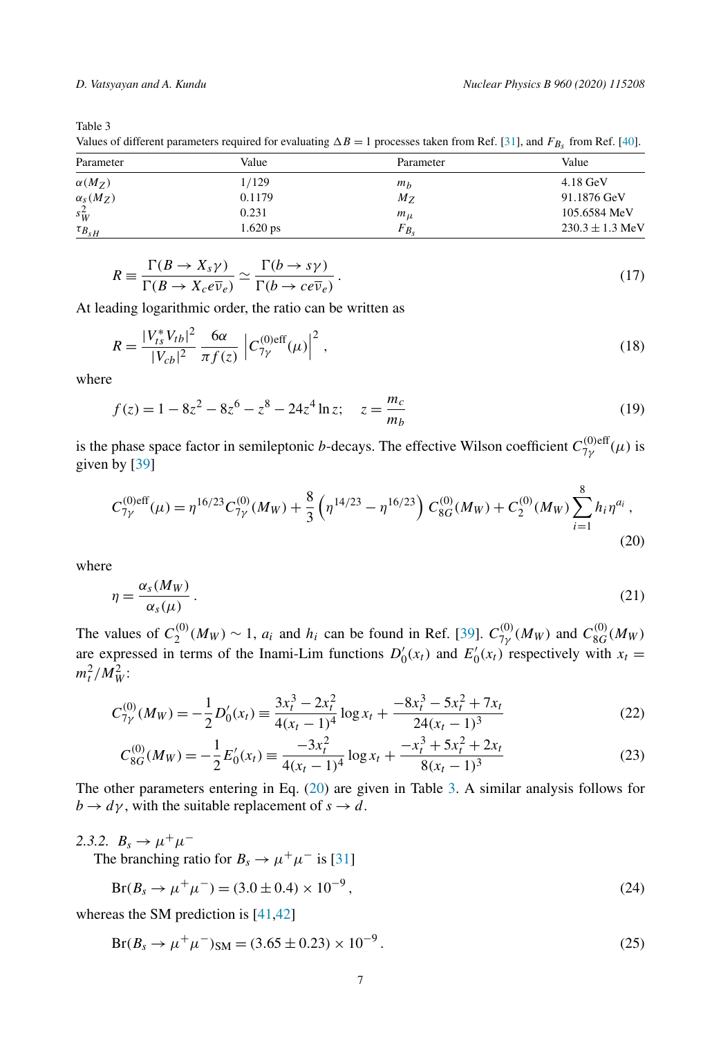Table 3
Values of different parameters required for evaluating $\Delta B = 1$ processes taken from Ref. [31], and $F_{B_s}$ from Ref. [40].

| Parameter | Value | Parameter | Value |
|---|---|---|---|
| $\alpha(M_Z)$ | 1/129 | $m_b$ | 4.18 GeV |
| $\alpha_s(M_Z)$ | 0.1179 | $M_Z$ | 91.1876 GeV |
| $s_W^2$ | 0.231 | $m_\mu$ | 105.6584 MeV |
| $\tau_{B_{sH}}$ | 1.620 ps | $F_{B_s}$ | $230.3 \pm 1.3$ MeV |

$$R \equiv \frac{\Gamma(B \to X_s \gamma)}{\Gamma(B \to X_c e \overline{\nu}_e)} \simeq \frac{\Gamma(b \to s\gamma)}{\Gamma(b \to c e \overline{\nu}_e)} . \tag{17}$$

At leading logarithmic order, the ratio can be written as

$$R = \frac{|V_{ts}^* V_{tb}|^2}{|V_{cb}|^2} \frac{6\alpha}{\pi f(z)} \left| C_{7\gamma}^{(0)\mathrm{eff}}(\mu) \right|^2 , \tag{18}$$

where

$$f(z) = 1 - 8z^2 - 8z^6 - z^8 - 24z^4 \ln z; \quad z = \frac{m_c}{m_b} \tag{19}$$

is the phase space factor in semileptonic $b$-decays. The effective Wilson coefficient $C_{7\gamma}^{(0)\mathrm{eff}}(\mu)$ is given by [39]

$$C_{7\gamma}^{(0)\mathrm{eff}}(\mu) = \eta^{16/23} C_{7\gamma}^{(0)}(M_W) + \frac{8}{3}\left(\eta^{14/23} - \eta^{16/23}\right) C_{8G}^{(0)}(M_W) + C_2^{(0)}(M_W) \sum_{i=1}^{8} h_i \eta^{a_i} , \tag{20}$$

where

$$\eta = \frac{\alpha_s(M_W)}{\alpha_s(\mu)} . \tag{21}$$

The values of $C_2^{(0)}(M_W) \sim 1$, $a_i$ and $h_i$ can be found in Ref. [39]. $C_{7\gamma}^{(0)}(M_W)$ and $C_{8G}^{(0)}(M_W)$ are expressed in terms of the Inami-Lim functions $D_0'(x_t)$ and $E_0'(x_t)$ respectively with $x_t = m_t^2/M_W^2$:

$$C_{7\gamma}^{(0)}(M_W) = -\frac{1}{2} D_0'(x_t) \equiv \frac{3x_t^3 - 2x_t^2}{4(x_t - 1)^4} \log x_t + \frac{-8x_t^3 - 5x_t^2 + 7x_t}{24(x_t - 1)^3} \tag{22}$$

$$C_{8G}^{(0)}(M_W) = -\frac{1}{2} E_0'(x_t) \equiv \frac{-3x_t^2}{4(x_t - 1)^4} \log x_t + \frac{-x_t^3 + 5x_t^2 + 2x_t}{8(x_t - 1)^3} \tag{23}$$

The other parameters entering in Eq. (20) are given in Table 3. A similar analysis follows for $b \to d\gamma$, with the suitable replacement of $s \to d$.

#### 2.3.2. $B_s \to \mu^+\mu^-$

The branching ratio for $B_s \to \mu^+\mu^-$ is [31]

$$\mathrm{Br}(B_s \to \mu^+\mu^-) = (3.0 \pm 0.4) \times 10^{-9} , \tag{24}$$

whereas the SM prediction is [41,42]

$$\mathrm{Br}(B_s \to \mu^+\mu^-)_{\mathrm{SM}} = (3.65 \pm 0.23) \times 10^{-9} . \tag{25}$$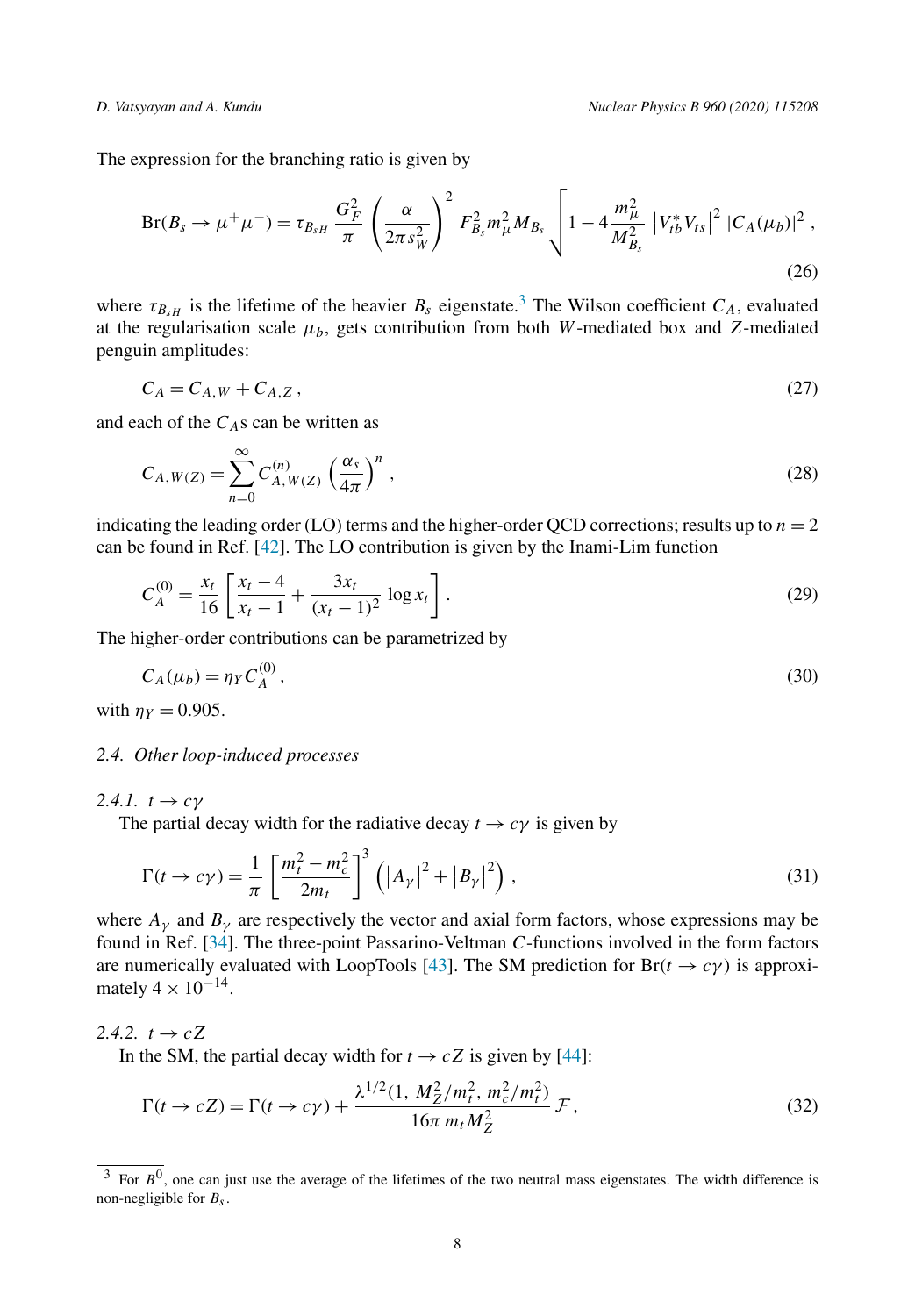The expression for the branching ratio is given by

$$\mathrm{Br}(B_s \to \mu^+\mu^-) = \tau_{B_{sH}} \frac{G_F^2}{\pi} \left(\frac{\alpha}{2\pi s_W^2}\right)^2 F_{B_s}^2 m_\mu^2 M_{B_s} \sqrt{1 - 4\frac{m_\mu^2}{M_{B_s}^2}} \left|V_{tb}^* V_{ts}\right|^2 \left|C_A(\mu_b)\right|^2 , \tag{26}$$

where $\tau_{B_{sH}}$ is the lifetime of the heavier $B_s$ eigenstate.[3] The Wilson coefficient $C_A$, evaluated at the regularisation scale $\mu_b$, gets contribution from both $W$-mediated box and $Z$-mediated penguin amplitudes:

$$C_A = C_{A,W} + C_{A,Z} , \tag{27}$$

and each of the $C_A$s can be written as

$$C_{A,W(Z)} = \sum_{n=0}^{\infty} C_{A,W(Z)}^{(n)} \left(\frac{\alpha_s}{4\pi}\right)^n , \tag{28}$$

indicating the leading order (LO) terms and the higher-order QCD corrections; results up to $n = 2$ can be found in Ref. [42]. The LO contribution is given by the Inami-Lim function

$$C_A^{(0)} = \frac{x_t}{16}\left[\frac{x_t - 4}{x_t - 1} + \frac{3x_t}{(x_t - 1)^2}\log x_t\right] . \tag{29}$$

The higher-order contributions can be parametrized by

$$C_A(\mu_b) = \eta_Y C_A^{(0)} , \tag{30}$$

with $\eta_Y = 0.905$.

### 2.4. Other loop-induced processes

#### 2.4.1. $t \to c\gamma$

The partial decay width for the radiative decay $t \to c\gamma$ is given by

$$\Gamma(t \to c\gamma) = \frac{1}{\pi}\left[\frac{m_t^2 - m_c^2}{2m_t}\right]^3 \left(\left|A_\gamma\right|^2 + \left|B_\gamma\right|^2\right) , \tag{31}$$

where $A_\gamma$ and $B_\gamma$ are respectively the vector and axial form factors, whose expressions may be found in Ref. [34]. The three-point Passarino-Veltman $C$-functions involved in the form factors are numerically evaluated with LoopTools [43]. The SM prediction for $\mathrm{Br}(t \to c\gamma)$ is approximately $4 \times 10^{-14}$.

#### 2.4.2. $t \to cZ$

In the SM, the partial decay width for $t \to cZ$ is given by [44]:

$$\Gamma(t \to cZ) = \Gamma(t \to c\gamma) + \frac{\lambda^{1/2}(1,\, M_Z^2/m_t^2,\, m_c^2/m_t^2)}{16\pi\, m_t M_Z^2}\,\mathcal{F} , \tag{32}$$

[3] For $B^0$, one can just use the average of the lifetimes of the two neutral mass eigenstates. The width difference is non-negligible for $B_s$.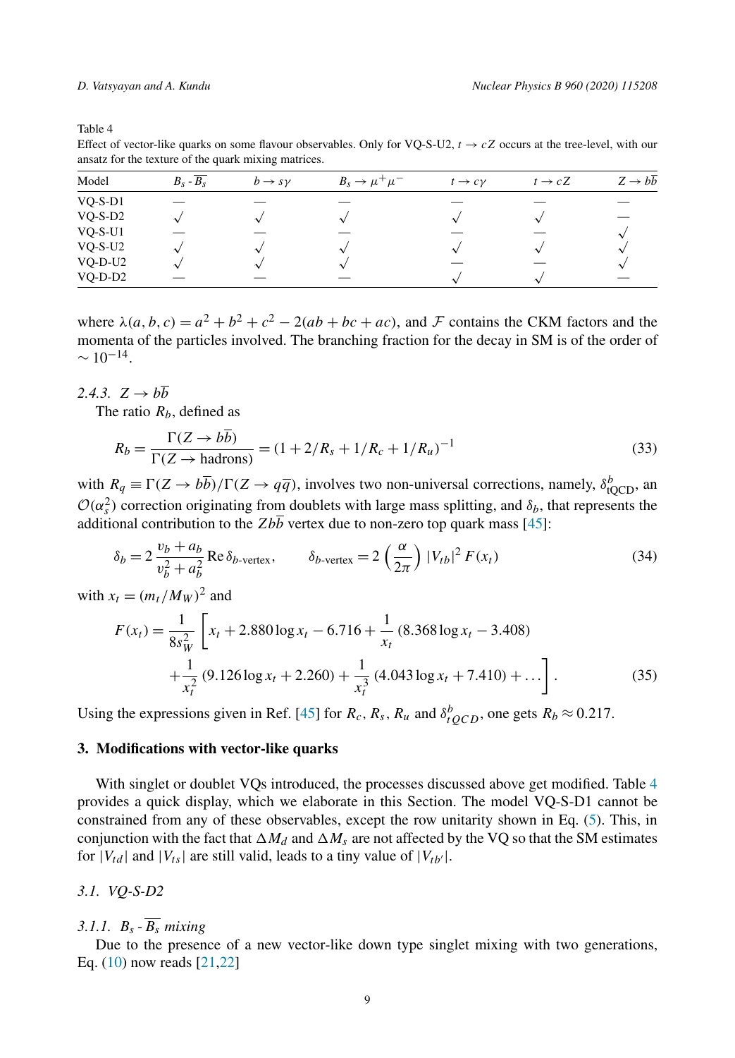Table 4
Effect of vector-like quarks on some flavour observables. Only for VQ-S-U2, $t \to cZ$ occurs at the tree-level, with our ansatz for the texture of the quark mixing matrices.

| Model | $B_s$ - $\overline{B_s}$ | $b \to s\gamma$ | $B_s \to \mu^+\mu^-$ | $t \to c\gamma$ | $t \to cZ$ | $Z \to b\overline{b}$ |
|---|---|---|---|---|---|---|
| VQ-S-D1 | — | — | — | — | — | — |
| VQ-S-D2 | √ | √ | √ | √ | √ | — |
| VQ-S-U1 | — | — | — | — | — | √ |
| VQ-S-U2 | √ | √ | √ | √ | √ | √ |
| VQ-D-U2 | √ | √ | √ | — | — | √ |
| VQ-D-D2 | — | — | — | √ | √ | — |

where $\lambda(a, b, c) = a^2 + b^2 + c^2 - 2(ab + bc + ac)$, and $\mathcal{F}$ contains the CKM factors and the momenta of the particles involved. The branching fraction for the decay in SM is of the order of $\sim 10^{-14}$.

*2.4.3. $Z \to b\overline{b}$*

The ratio $R_b$, defined as

$$R_b = \frac{\Gamma(Z \to b\overline{b})}{\Gamma(Z \to \text{hadrons})} = (1 + 2/R_s + 1/R_c + 1/R_u)^{-1} \tag{33}$$

with $R_q \equiv \Gamma(Z \to b\overline{b})/\Gamma(Z \to q\overline{q})$, involves two non-universal corrections, namely, $\delta^b_{\text{tQCD}}$, an $\mathcal{O}(\alpha_s^2)$ correction originating from doublets with large mass splitting, and $\delta_b$, that represents the additional contribution to the $Zb\overline{b}$ vertex due to non-zero top quark mass [45]:

$$\delta_b = 2\,\frac{v_b + a_b}{v_b^2 + a_b^2}\,\text{Re}\,\delta_{b\text{-vertex}}, \qquad \delta_{b\text{-vertex}} = 2\left(\frac{\alpha}{2\pi}\right)|V_{tb}|^2\,F(x_t) \tag{34}$$

with $x_t = (m_t/M_W)^2$ and

$$F(x_t) = \frac{1}{8s_W^2}\left[x_t + 2.880\log x_t - 6.716 + \frac{1}{x_t}(8.368\log x_t - 3.408) + \frac{1}{x_t^2}(9.126\log x_t + 2.260) + \frac{1}{x_t^3}(4.043\log x_t + 7.410) + \dots\right]. \tag{35}$$

Using the expressions given in Ref. [45] for $R_c$, $R_s$, $R_u$ and $\delta^b_{tQCD}$, one gets $R_b \approx 0.217$.

## 3. Modifications with vector-like quarks

With singlet or doublet VQs introduced, the processes discussed above get modified. Table 4 provides a quick display, which we elaborate in this Section. The model VQ-S-D1 cannot be constrained from any of these observables, except the row unitarity shown in Eq. (5). This, in conjunction with the fact that $\Delta M_d$ and $\Delta M_s$ are not affected by the VQ so that the SM estimates for $|V_{td}|$ and $|V_{ts}|$ are still valid, leads to a tiny value of $|V_{tb'}|$.

### 3.1. VQ-S-D2

*3.1.1. $B_s$ - $\overline{B_s}$ mixing*

Due to the presence of a new vector-like down type singlet mixing with two generations, Eq. (10) now reads [21,22]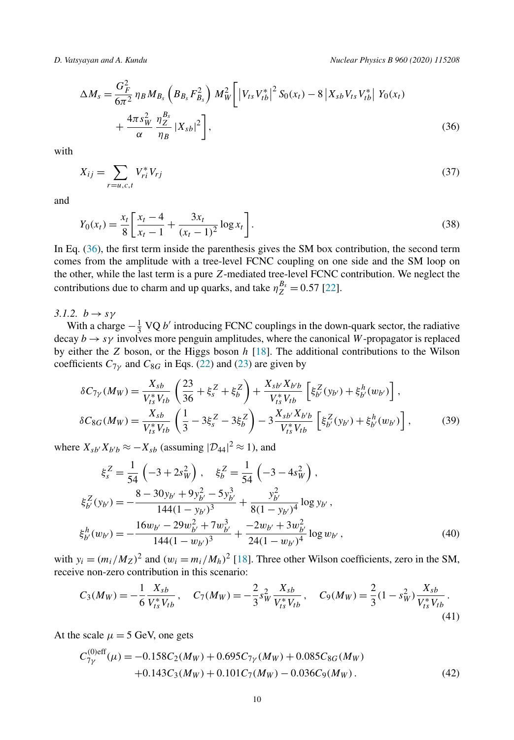$$
\Delta M_s = \frac{G_F^2}{6\pi^2}\,\eta_B M_{B_s}\left(B_{B_s}F_{B_s}^2\right)\,M_W^2\bigg[\left|V_{ts}V_{tb}^*\right|^2 S_0(x_t) - 8\left|X_{sb}V_{ts}V_{tb}^*\right|\,Y_0(x_t) + \frac{4\pi s_W^2}{\alpha}\,\frac{\eta_Z^{B_s}}{\eta_B}\,|X_{sb}|^2\bigg]\,, \tag{36}
$$

with

$$
X_{ij} = \sum_{r=u,c,t} V_{ri}^* V_{rj} \tag{37}
$$

and

$$
Y_0(x_t) = \frac{x_t}{8}\left[\frac{x_t - 4}{x_t - 1} + \frac{3x_t}{(x_t-1)^2}\log x_t\right]. \tag{38}
$$

In Eq. (36), the first term inside the parenthesis gives the SM box contribution, the second term comes from the amplitude with a tree-level FCNC coupling on one side and the SM loop on the other, while the last term is a pure $Z$-mediated tree-level FCNC contribution. We neglect the contributions due to charm and up quarks, and take $\eta_Z^{B_s} = 0.57$ [22].

*3.1.2. $b \to s\gamma$*

With a charge $-\frac{1}{3}$ VQ $b'$ introducing FCNC couplings in the down-quark sector, the radiative decay $b \to s\gamma$ involves more penguin amplitudes, where the canonical $W$-propagator is replaced by either the $Z$ boson, or the Higgs boson $h$ [18]. The additional contributions to the Wilson coefficients $C_{7\gamma}$ and $C_{8G}$ in Eqs. (22) and (23) are given by

$$
\begin{aligned}
\delta C_{7\gamma}(M_W) &= \frac{X_{sb}}{V_{ts}^* V_{tb}}\left(\frac{23}{36} + \xi_s^Z + \xi_b^Z\right) + \frac{X_{sb'}X_{b'b}}{V_{ts}^* V_{tb}}\left[\xi_{b'}^Z(y_{b'}) + \xi_{b'}^h(w_{b'})\right],\\
\delta C_{8G}(M_W) &= \frac{X_{sb}}{V_{ts}^* V_{tb}}\left(\frac{1}{3} - 3\xi_s^Z - 3\xi_b^Z\right) - 3\frac{X_{sb'}X_{b'b}}{V_{ts}^* V_{tb}}\left[\xi_{b'}^Z(y_{b'}) + \xi_{b'}^h(w_{b'})\right],
\end{aligned} \tag{39}
$$

where $X_{sb'}X_{b'b} \approx -X_{sb}$ (assuming $|\mathcal{D}_{44}|^2 \approx 1$), and

$$
\begin{aligned}
\xi_s^Z &= \frac{1}{54}\left(-3 + 2s_W^2\right), \quad \xi_b^Z = \frac{1}{54}\left(-3 - 4s_W^2\right),\\
\xi_{b'}^Z(y_{b'}) &= -\frac{8 - 30y_{b'} + 9y_{b'}^2 - 5y_{b'}^3}{144(1-y_{b'})^3} + \frac{y_{b'}^2}{8(1-y_{b'})^4}\log y_{b'},\\
\xi_{b'}^h(w_{b'}) &= -\frac{16w_{b'} - 29w_{b'}^2 + 7w_{b'}^3}{144(1-w_{b'})^3} + \frac{-2w_{b'} + 3w_{b'}^2}{24(1-w_{b'})^4}\log w_{b'},
\end{aligned} \tag{40}
$$

with $y_i = (m_i/M_Z)^2$ and $(w_i = m_i/M_h)^2$ [18]. Three other Wilson coefficients, zero in the SM, receive non-zero contribution in this scenario:

$$
C_3(M_W) = -\frac{1}{6}\frac{X_{sb}}{V_{ts}^* V_{tb}}, \quad C_7(M_W) = -\frac{2}{3}s_W^2\frac{X_{sb}}{V_{ts}^* V_{tb}}, \quad C_9(M_W) = \frac{2}{3}(1 - s_W^2)\frac{X_{sb}}{V_{ts}^* V_{tb}}. \tag{41}
$$

At the scale $\mu = 5$ GeV, one gets

$$
\begin{aligned}
C_{7\gamma}^{(0)\mathrm{eff}}(\mu) = &-0.158C_2(M_W) + 0.695C_{7\gamma}(M_W) + 0.085C_{8G}(M_W)\\
&+ 0.143C_3(M_W) + 0.101C_7(M_W) - 0.036C_9(M_W).
\end{aligned} \tag{42}
$$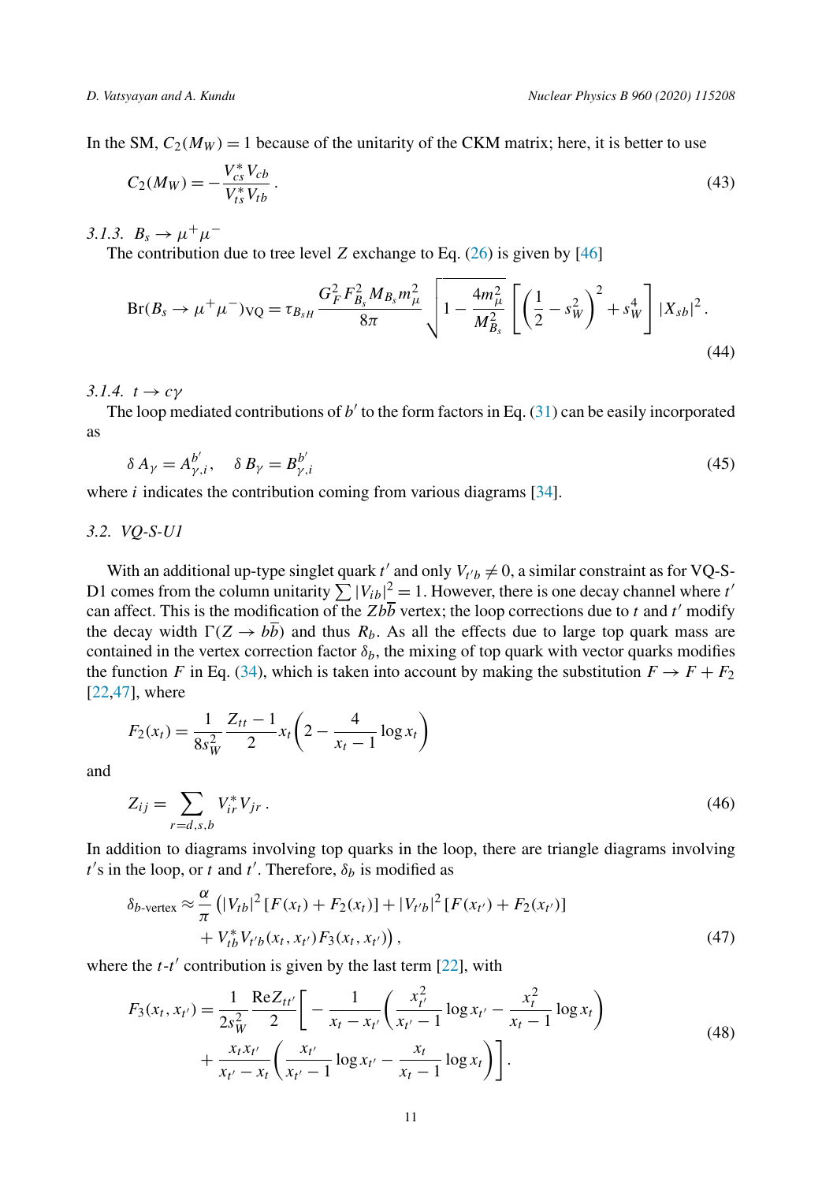In the SM, $C_2(M_W) = 1$ because of the unitarity of the CKM matrix; here, it is better to use

$$C_2(M_W) = -\frac{V_{cs}^* V_{cb}}{V_{ts}^* V_{tb}}. \tag{43}$$

#### 3.1.3. $B_s \to \mu^+\mu^-$

The contribution due to tree level $Z$ exchange to Eq. (26) is given by [46]

$$\text{Br}(B_s \to \mu^+\mu^-)_{\text{VQ}} = \tau_{B_{sH}} \frac{G_F^2 F_{B_s}^2 M_{B_s} m_\mu^2}{8\pi} \sqrt{1 - \frac{4m_\mu^2}{M_{B_s}^2}} \left[ \left( \frac{1}{2} - s_W^2 \right)^2 + s_W^4 \right] |X_{sb}|^2 . \tag{44}$$

#### 3.1.4. $t \to c\gamma$

The loop mediated contributions of $b'$ to the form factors in Eq. (31) can be easily incorporated as

$$\delta A_\gamma = A_{\gamma,i}^{b'}, \quad \delta B_\gamma = B_{\gamma,i}^{b'} \tag{45}$$

where $i$ indicates the contribution coming from various diagrams [34].

### 3.2. VQ-S-U1

With an additional up-type singlet quark $t'$ and only $V_{t'b} \neq 0$, a similar constraint as for VQ-S-D1 comes from the column unitarity $\sum |V_{ib}|^2 = 1$. However, there is one decay channel where $t'$ can affect. This is the modification of the $Zb\overline{b}$ vertex; the loop corrections due to $t$ and $t'$ modify the decay width $\Gamma(Z \to b\overline{b})$ and thus $R_b$. As all the effects due to large top quark mass are contained in the vertex correction factor $\delta_b$, the mixing of top quark with vector quarks modifies the function $F$ in Eq. (34), which is taken into account by making the substitution $F \to F + F_2$ [22,47], where

$$F_2(x_t) = \frac{1}{8s_W^2} \frac{Z_{tt} - 1}{2} x_t \left( 2 - \frac{4}{x_t - 1} \log x_t \right)$$

and

$$Z_{ij} = \sum_{r=d,s,b} V_{ir}^* V_{jr} . \tag{46}$$

In addition to diagrams involving top quarks in the loop, there are triangle diagrams involving $t'$s in the loop, or $t$ and $t'$. Therefore, $\delta_b$ is modified as

$$\delta_{b\text{-vertex}} \approx \frac{\alpha}{\pi} \Big( |V_{tb}|^2 \left[ F(x_t) + F_2(x_t) \right] + |V_{t'b}|^2 \left[ F(x_{t'}) + F_2(x_{t'}) \right] + V_{tb}^* V_{t'b}(x_t, x_{t'}) F_3(x_t, x_{t'}) \Big) , \tag{47}$$

where the $t$-$t'$ contribution is given by the last term [22], with

$$F_3(x_t, x_{t'}) = \frac{1}{2s_W^2} \frac{\text{Re}Z_{tt'}}{2} \left[ -\frac{1}{x_t - x_{t'}} \left( \frac{x_{t'}^2}{x_{t'} - 1} \log x_{t'} - \frac{x_t^2}{x_t - 1} \log x_t \right) + \frac{x_t x_{t'}}{x_{t'} - x_t} \left( \frac{x_{t'}}{x_{t'} - 1} \log x_{t'} - \frac{x_t}{x_t - 1} \log x_t \right) \right]. \tag{48}$$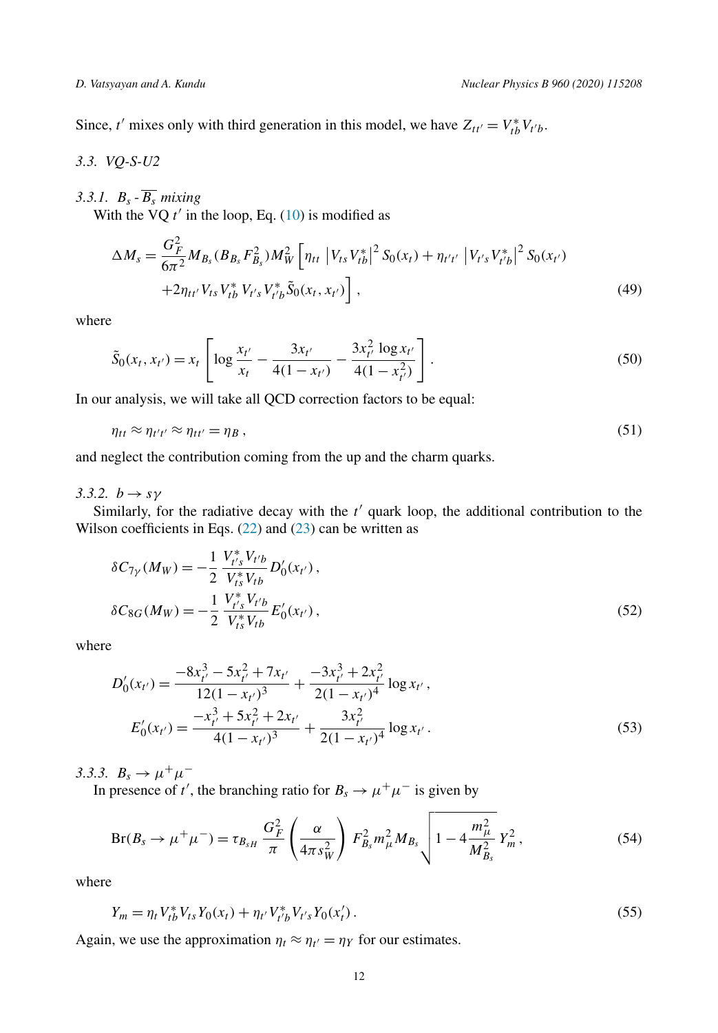Since, $t'$ mixes only with third generation in this model, we have $Z_{tt'} = V^*_{tb} V_{t'b}$.

### 3.3. VQ-S-U2

#### 3.3.1. $B_s$ - $\overline{B_s}$ mixing

With the VQ $t'$ in the loop, Eq. (10) is modified as

$$\Delta M_s = \frac{G_F^2}{6\pi^2} M_{B_s} (B_{B_s} F_{B_s}^2) M_W^2 \Big[ \eta_{tt} \left| V_{ts} V_{tb}^* \right|^2 S_0(x_t) + \eta_{t't'} \left| V_{t's} V_{t'b}^* \right|^2 S_0(x_{t'}) \\ + 2\eta_{tt'} V_{ts} V_{tb}^* V_{t's} V_{t'b}^* \tilde{S}_0(x_t, x_{t'}) \Big] , \tag{49}$$

where

$$\tilde{S}_0(x_t, x_{t'}) = x_t \left[ \log \frac{x_{t'}}{x_t} - \frac{3x_{t'}}{4(1 - x_{t'})} - \frac{3x_{t'}^2 \log x_{t'}}{4(1 - x_{t'}^2)} \right] . \tag{50}$$

In our analysis, we will take all QCD correction factors to be equal:

$$\eta_{tt} \approx \eta_{t't'} \approx \eta_{tt'} = \eta_B , \tag{51}$$

and neglect the contribution coming from the up and the charm quarks.

#### 3.3.2. $b \to s\gamma$

Similarly, for the radiative decay with the $t'$ quark loop, the additional contribution to the Wilson coefficients in Eqs. (22) and (23) can be written as

$$\delta C_{7\gamma}(M_W) = -\frac{1}{2} \frac{V^*_{t's} V_{t'b}}{V^*_{ts} V_{tb}} D'_0(x_{t'}) , \\ \delta C_{8G}(M_W) = -\frac{1}{2} \frac{V^*_{t's} V_{t'b}}{V^*_{ts} V_{tb}} E'_0(x_{t'}) , \tag{52}$$

where

$$D'_0(x_{t'}) = \frac{-8x_{t'}^3 - 5x_{t'}^2 + 7x_{t'}}{12(1 - x_{t'})^3} + \frac{-3x_{t'}^3 + 2x_{t'}^2}{2(1 - x_{t'})^4} \log x_{t'} , \\ E'_0(x_{t'}) = \frac{-x_{t'}^3 + 5x_{t'}^2 + 2x_{t'}}{4(1 - x_{t'})^3} + \frac{3x_{t'}^2}{2(1 - x_{t'})^4} \log x_{t'} . \tag{53}$$

#### 3.3.3. $B_s \to \mu^+\mu^-$

In presence of $t'$, the branching ratio for $B_s \to \mu^+\mu^-$ is given by

$$\mathrm{Br}(B_s \to \mu^+\mu^-) = \tau_{B_{sH}} \frac{G_F^2}{\pi} \left( \frac{\alpha}{4\pi s_W^2} \right) F_{B_s}^2 m_\mu^2 M_{B_s} \sqrt{1 - 4\frac{m_\mu^2}{M_{B_s}^2}} \, Y_m^2 , \tag{54}$$

where

$$Y_m = \eta_t V^*_{tb} V_{ts} Y_0(x_t) + \eta_{t'} V^*_{t'b} V_{t's} Y_0(x'_t) . \tag{55}$$

Again, we use the approximation $\eta_t \approx \eta_{t'} = \eta_Y$ for our estimates.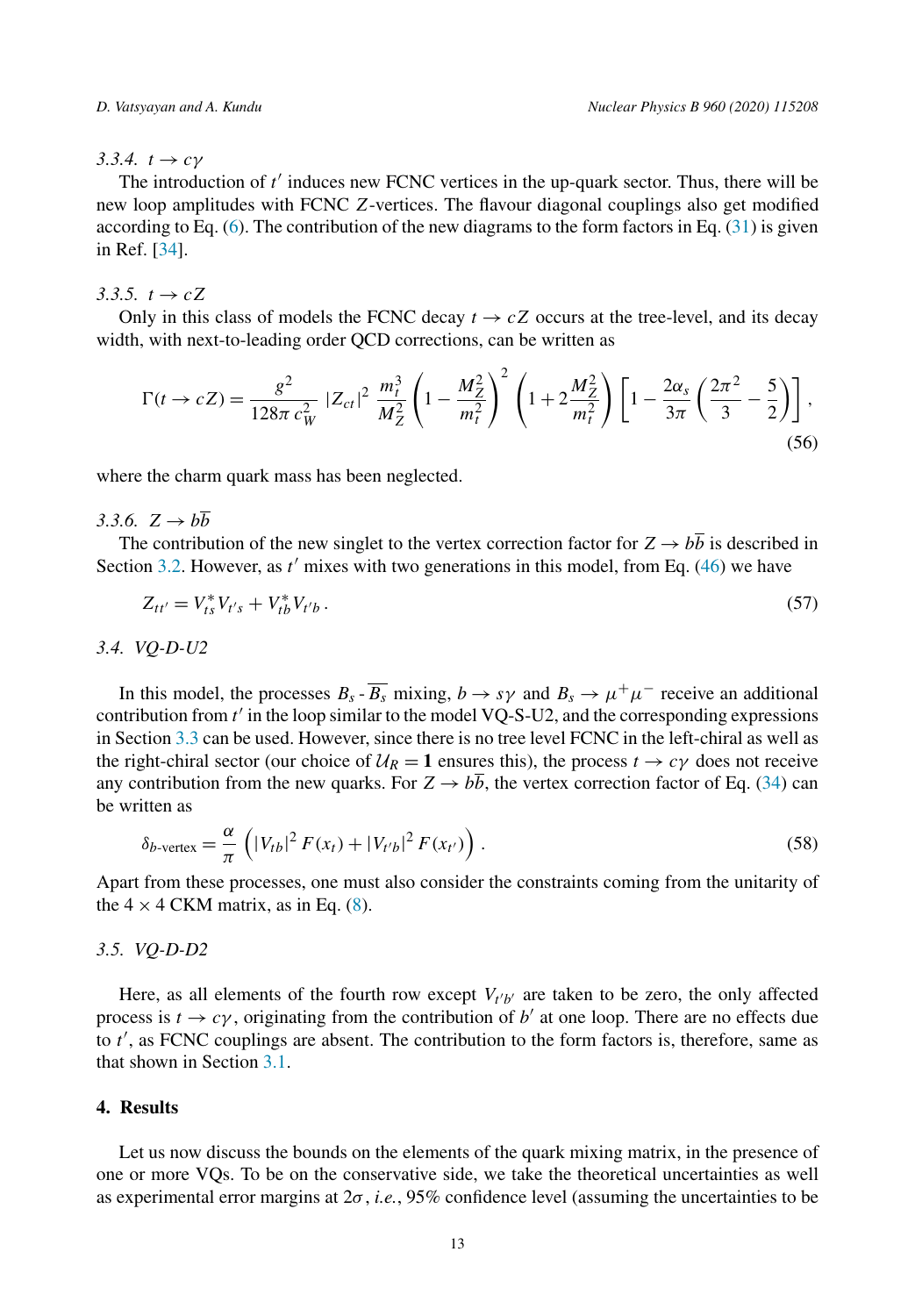#### 3.3.4. $t \to c\gamma$

The introduction of $t'$ induces new FCNC vertices in the up-quark sector. Thus, there will be new loop amplitudes with FCNC $Z$-vertices. The flavour diagonal couplings also get modified according to Eq. (6). The contribution of the new diagrams to the form factors in Eq. (31) is given in Ref. [34].

#### 3.3.5. $t \to cZ$

Only in this class of models the FCNC decay $t \to cZ$ occurs at the tree-level, and its decay width, with next-to-leading order QCD corrections, can be written as

$$\Gamma(t \to cZ) = \frac{g^2}{128\pi\, c_W^2}\, |Z_{ct}|^2\, \frac{m_t^3}{M_Z^2} \left(1 - \frac{M_Z^2}{m_t^2}\right)^2 \left(1 + 2\frac{M_Z^2}{m_t^2}\right) \left[1 - \frac{2\alpha_s}{3\pi}\left(\frac{2\pi^2}{3} - \frac{5}{2}\right)\right], \tag{56}$$

where the charm quark mass has been neglected.

#### 3.3.6. $Z \to b\overline{b}$

The contribution of the new singlet to the vertex correction factor for $Z \to b\overline{b}$ is described in Section 3.2. However, as $t'$ mixes with two generations in this model, from Eq. (46) we have

$$Z_{tt'} = V_{ts}^* V_{t's} + V_{tb}^* V_{t'b}\,. \tag{57}$$

### 3.4. VQ-D-U2

In this model, the processes $B_s$ - $\overline{B_s}$ mixing, $b \to s\gamma$ and $B_s \to \mu^+\mu^-$ receive an additional contribution from $t'$ in the loop similar to the model VQ-S-U2, and the corresponding expressions in Section 3.3 can be used. However, since there is no tree level FCNC in the left-chiral as well as the right-chiral sector (our choice of $\mathcal{U}_R = \mathbf{1}$ ensures this), the process $t \to c\gamma$ does not receive any contribution from the new quarks. For $Z \to b\overline{b}$, the vertex correction factor of Eq. (34) can be written as

$$\delta_{b\text{-vertex}} = \frac{\alpha}{\pi}\left(|V_{tb}|^2\, F(x_t) + |V_{t'b}|^2\, F(x_{t'})\right). \tag{58}$$

Apart from these processes, one must also consider the constraints coming from the unitarity of the $4 \times 4$ CKM matrix, as in Eq. (8).

### 3.5. VQ-D-D2

Here, as all elements of the fourth row except $V_{t'b'}$ are taken to be zero, the only affected process is $t \to c\gamma$, originating from the contribution of $b'$ at one loop. There are no effects due to $t'$, as FCNC couplings are absent. The contribution to the form factors is, therefore, same as that shown in Section 3.1.

## 4. Results

Let us now discuss the bounds on the elements of the quark mixing matrix, in the presence of one or more VQs. To be on the conservative side, we take the theoretical uncertainties as well as experimental error margins at $2\sigma$, *i.e.*, 95% confidence level (assuming the uncertainties to be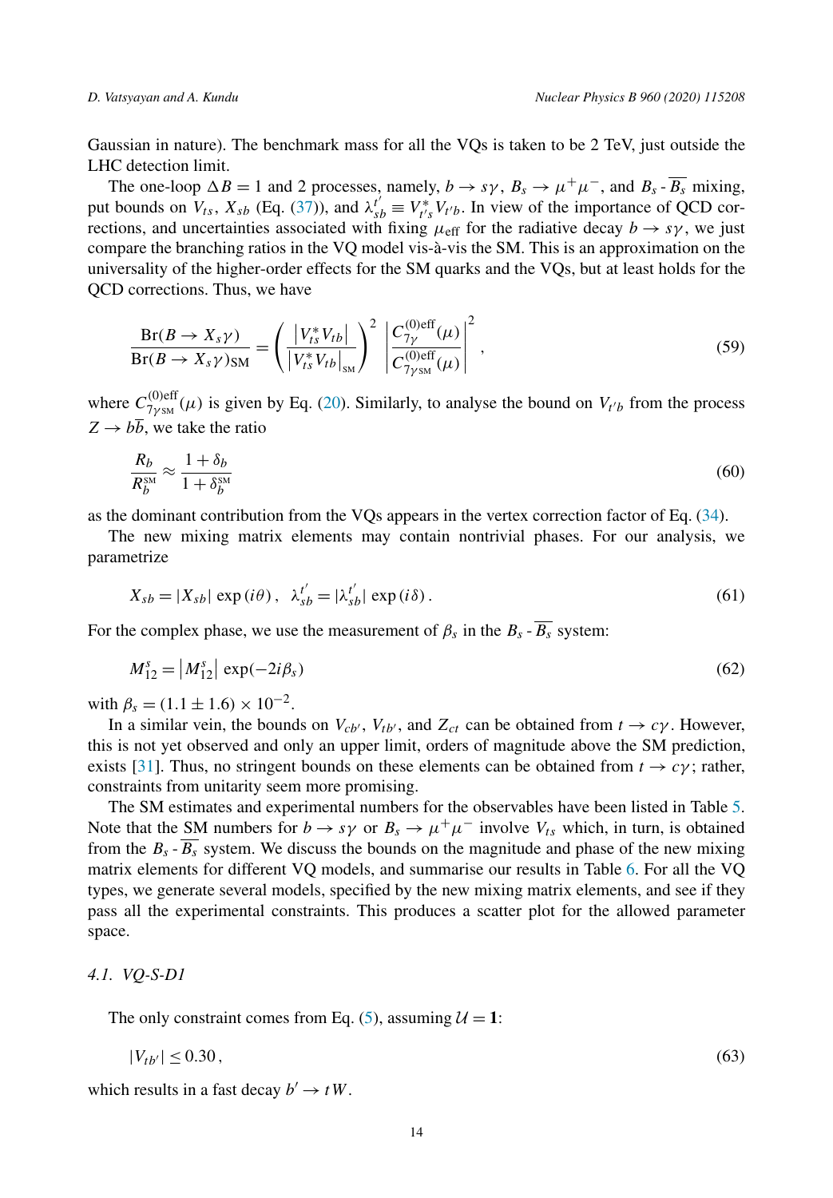Gaussian in nature). The benchmark mass for all the VQs is taken to be 2 TeV, just outside the LHC detection limit.

The one-loop $\Delta B = 1$ and 2 processes, namely, $b \to s\gamma$, $B_s \to \mu^+\mu^-$, and $B_s$ - $\overline{B_s}$ mixing, put bounds on $V_{ts}$, $X_{sb}$ (Eq. (37)), and $\lambda_{sb}^{t'} \equiv V_{t's}^* V_{t'b}$. In view of the importance of QCD corrections, and uncertainties associated with fixing $\mu_{\rm eff}$ for the radiative decay $b \to s\gamma$, we just compare the branching ratios in the VQ model vis-à-vis the SM. This is an approximation on the universality of the higher-order effects for the SM quarks and the VQs, but at least holds for the QCD corrections. Thus, we have

$$\frac{{\rm Br}(B \to X_s\gamma)}{{\rm Br}(B \to X_s\gamma)_{\rm SM}} = \left(\frac{\left|V_{ts}^* V_{tb}\right|}{\left|V_{ts}^* V_{tb}\right|_{\rm SM}}\right)^2 \left|\frac{C_{7\gamma}^{(0){\rm eff}}(\mu)}{C_{7\gamma_{\rm SM}}^{(0){\rm eff}}(\mu)}\right|^2 , \tag{59}$$

where $C_{7\gamma_{\rm SM}}^{(0){\rm eff}}(\mu)$ is given by Eq. (20). Similarly, to analyse the bound on $V_{t'b}$ from the process $Z \to b\overline{b}$, we take the ratio

$$\frac{R_b}{R_b^{\rm SM}} \approx \frac{1+\delta_b}{1+\delta_b^{\rm SM}} \tag{60}$$

as the dominant contribution from the VQs appears in the vertex correction factor of Eq. (34).

The new mixing matrix elements may contain nontrivial phases. For our analysis, we parametrize

$$X_{sb} = |X_{sb}| \exp(i\theta)\,, \quad \lambda_{sb}^{t'} = |\lambda_{sb}^{t'}| \exp(i\delta)\,. \tag{61}$$

For the complex phase, we use the measurement of $\beta_s$ in the $B_s$ - $\overline{B_s}$ system:

$$M_{12}^s = \left|M_{12}^s\right| \exp(-2i\beta_s) \tag{62}$$

with $\beta_s = (1.1 \pm 1.6) \times 10^{-2}$.

In a similar vein, the bounds on $V_{cb'}$, $V_{tb'}$, and $Z_{ct}$ can be obtained from $t \to c\gamma$. However, this is not yet observed and only an upper limit, orders of magnitude above the SM prediction, exists [31]. Thus, no stringent bounds on these elements can be obtained from $t \to c\gamma$; rather, constraints from unitarity seem more promising.

The SM estimates and experimental numbers for the observables have been listed in Table 5. Note that the SM numbers for $b \to s\gamma$ or $B_s \to \mu^+\mu^-$ involve $V_{ts}$ which, in turn, is obtained from the $B_s$ - $\overline{B_s}$ system. We discuss the bounds on the magnitude and phase of the new mixing matrix elements for different VQ models, and summarise our results in Table 6. For all the VQ types, we generate several models, specified by the new mixing matrix elements, and see if they pass all the experimental constraints. This produces a scatter plot for the allowed parameter space.

### *4.1. VQ-S-D1*

The only constraint comes from Eq. (5), assuming $\mathcal{U} = \mathbf{1}$:

$$|V_{tb'}| \le 0.30\,, \tag{63}$$

which results in a fast decay $b' \to tW$.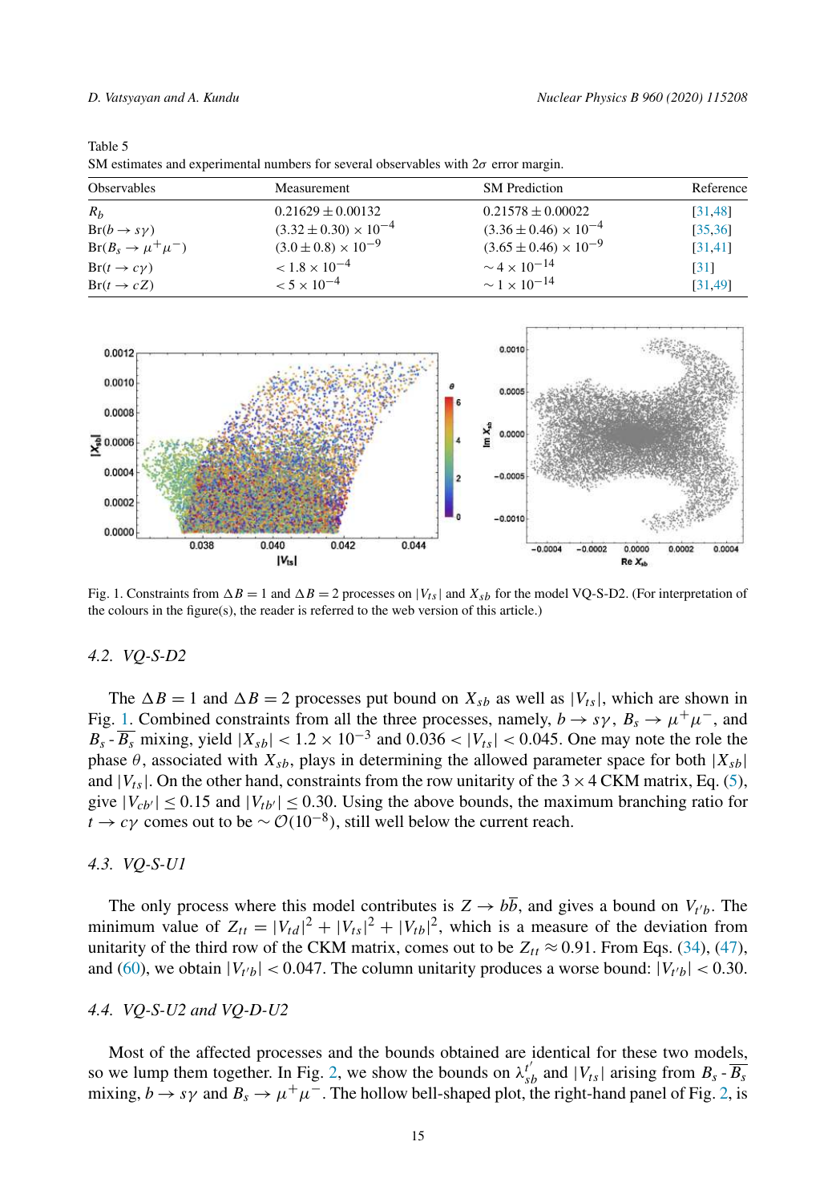Table 5
SM estimates and experimental numbers for several observables with $2\sigma$ error margin.

| Observables | Measurement | SM Prediction | Reference |
|---|---|---|---|
| $R_b$ | $0.21629 \pm 0.00132$ | $0.21578 \pm 0.00022$ | [31,48] |
| $\mathrm{Br}(b \to s\gamma)$ | $(3.32 \pm 0.30) \times 10^{-4}$ | $(3.36 \pm 0.46) \times 10^{-4}$ | [35,36] |
| $\mathrm{Br}(B_s \to \mu^+\mu^-)$ | $(3.0 \pm 0.8) \times 10^{-9}$ | $(3.65 \pm 0.46) \times 10^{-9}$ | [31,41] |
| $\mathrm{Br}(t \to c\gamma)$ | $< 1.8 \times 10^{-4}$ | $\sim 4 \times 10^{-14}$ | [31] |
| $\mathrm{Br}(t \to cZ)$ | $< 5 \times 10^{-4}$ | $\sim 1 \times 10^{-14}$ | [31,49] |

Fig. 1. Constraints from $\Delta B = 1$ and $\Delta B = 2$ processes on $|V_{ts}|$ and $X_{sb}$ for the model VQ-S-D2. (For interpretation of the colours in the figure(s), the reader is referred to the web version of this article.)

### 4.2. VQ-S-D2

The $\Delta B = 1$ and $\Delta B = 2$ processes put bound on $X_{sb}$ as well as $|V_{ts}|$, which are shown in Fig. 1. Combined constraints from all the three processes, namely, $b \to s\gamma$, $B_s \to \mu^+\mu^-$, and $B_s$-$\overline{B_s}$ mixing, yield $|X_{sb}| < 1.2 \times 10^{-3}$ and $0.036 < |V_{ts}| < 0.045$. One may note the role the phase $\theta$, associated with $X_{sb}$, plays in determining the allowed parameter space for both $|X_{sb}|$ and $|V_{ts}|$. On the other hand, constraints from the row unitarity of the $3 \times 4$ CKM matrix, Eq. (5), give $|V_{cb'}| \leq 0.15$ and $|V_{tb'}| \leq 0.30$. Using the above bounds, the maximum branching ratio for $t \to c\gamma$ comes out to be $\sim \mathcal{O}(10^{-8})$, still well below the current reach.

### 4.3. VQ-S-U1

The only process where this model contributes is $Z \to b\bar{b}$, and gives a bound on $V_{t'b}$. The minimum value of $Z_{tt} = |V_{td}|^2 + |V_{ts}|^2 + |V_{tb}|^2$, which is a measure of the deviation from unitarity of the third row of the CKM matrix, comes out to be $Z_{tt} \approx 0.91$. From Eqs. (34), (47), and (60), we obtain $|V_{t'b}| < 0.047$. The column unitarity produces a worse bound: $|V_{t'b}| < 0.30$.

### 4.4. VQ-S-U2 and VQ-D-U2

Most of the affected processes and the bounds obtained are identical for these two models, so we lump them together. In Fig. 2, we show the bounds on $\lambda_{sb}^{t'}$ and $|V_{ts}|$ arising from $B_s$-$\overline{B_s}$ mixing, $b \to s\gamma$ and $B_s \to \mu^+\mu^-$. The hollow bell-shaped plot, the right-hand panel of Fig. 2, is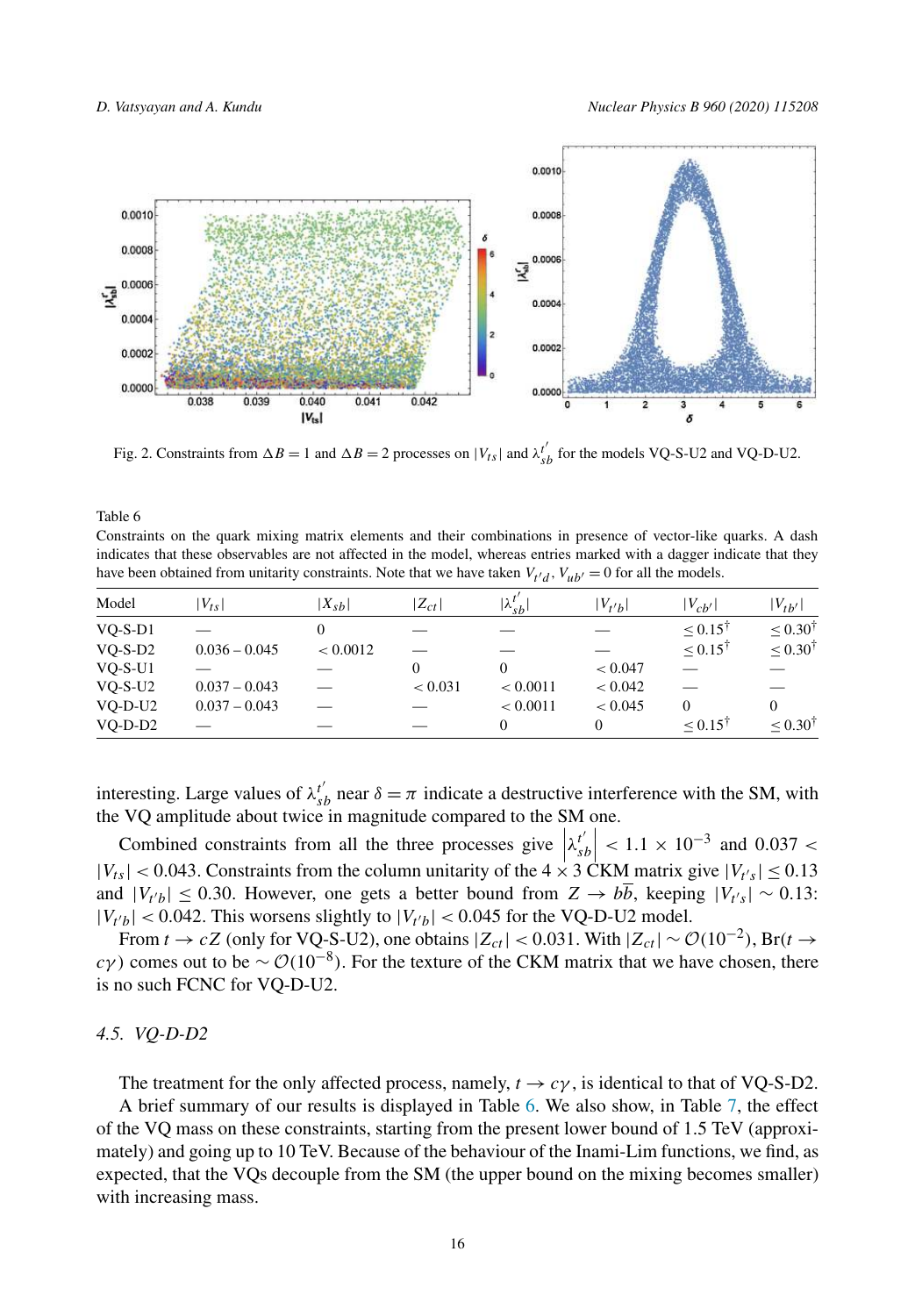Fig. 2. Constraints from $\Delta B = 1$ and $\Delta B = 2$ processes on $|V_{ts}|$ and $\lambda_{sb}^{t'}$ for the models VQ-S-U2 and VQ-D-U2.

Table 6
Constraints on the quark mixing matrix elements and their combinations in presence of vector-like quarks. A dash indicates that these observables are not affected in the model, whereas entries marked with a dagger indicate that they have been obtained from unitarity constraints. Note that we have taken $V_{t'd}, V_{ub'} = 0$ for all the models.

| Model | $\|V_{ts}\|$ | $\|X_{sb}\|$ | $\|Z_{ct}\|$ | $\|\lambda_{sb}^{t'}\|$ | $\|V_{t'b}\|$ | $\|V_{cb'}\|$ | $\|V_{tb'}\|$ |
|---|---|---|---|---|---|---|---|
| VQ-S-D1 | — | 0 | — | — | — | $\leq 0.15^\dagger$ | $\leq 0.30^\dagger$ |
| VQ-S-D2 | 0.036 – 0.045 | $< 0.0012$ | — | — | — | $\leq 0.15^\dagger$ | $\leq 0.30^\dagger$ |
| VQ-S-U1 | — | — | 0 | 0 | $< 0.047$ | — | — |
| VQ-S-U2 | 0.037 – 0.043 | — | $< 0.031$ | $< 0.0011$ | $< 0.042$ | — | — |
| VQ-D-U2 | 0.037 – 0.043 | — | — | $< 0.0011$ | $< 0.045$ | 0 | 0 |
| VQ-D-D2 | — | — | — | 0 | 0 | $\leq 0.15^\dagger$ | $\leq 0.30^\dagger$ |

interesting. Large values of $\lambda_{sb}^{t'}$ near $\delta = \pi$ indicate a destructive interference with the SM, with the VQ amplitude about twice in magnitude compared to the SM one.

Combined constraints from all the three processes give $\left|\lambda_{sb}^{t'}\right| < 1.1 \times 10^{-3}$ and $0.037 < |V_{ts}| < 0.043$. Constraints from the column unitarity of the $4 \times 3$ CKM matrix give $|V_{t's}| \leq 0.13$ and $|V_{t'b}| \leq 0.30$. However, one gets a better bound from $Z \to b\overline{b}$, keeping $|V_{t's}| \sim 0.13$: $|V_{t'b}| < 0.042$. This worsens slightly to $|V_{t'b}| < 0.045$ for the VQ-D-U2 model.

From $t \to cZ$ (only for VQ-S-U2), one obtains $|Z_{ct}| < 0.031$. With $|Z_{ct}| \sim \mathcal{O}(10^{-2})$, Br($t \to c\gamma$) comes out to be $\sim \mathcal{O}(10^{-8})$. For the texture of the CKM matrix that we have chosen, there is no such FCNC for VQ-D-U2.

### 4.5. VQ-D-D2

The treatment for the only affected process, namely, $t \to c\gamma$, is identical to that of VQ-S-D2.

A brief summary of our results is displayed in Table 6. We also show, in Table 7, the effect of the VQ mass on these constraints, starting from the present lower bound of 1.5 TeV (approximately) and going up to 10 TeV. Because of the behaviour of the Inami-Lim functions, we find, as expected, that the VQs decouple from the SM (the upper bound on the mixing becomes smaller) with increasing mass.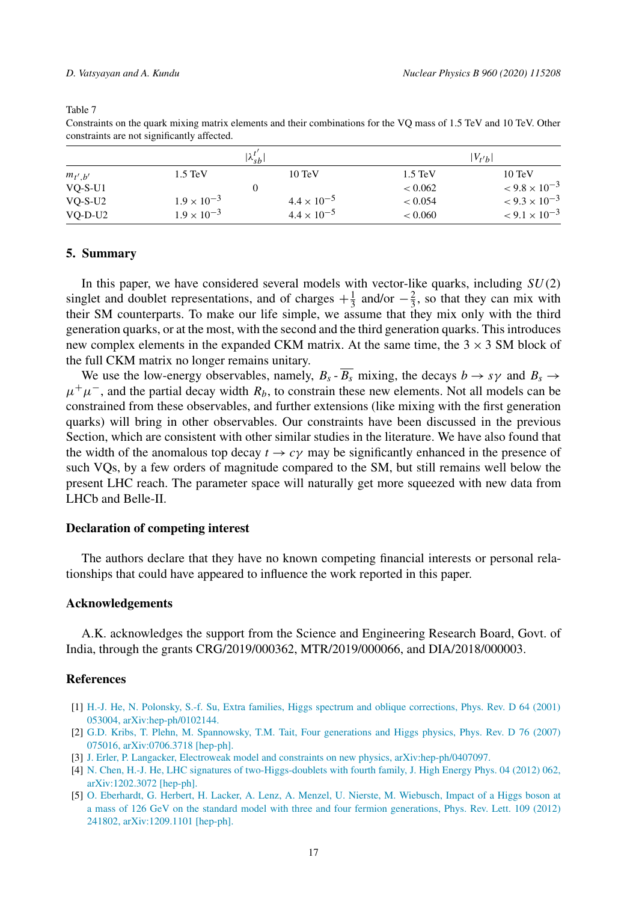Table 7

Constraints on the quark mixing matrix elements and their combinations for the VQ mass of 1.5 TeV and 10 TeV. Other constraints are not significantly affected.

| | $\lvert\lambda^{t'}_{sb}\rvert$ | | $\lvert V_{t'b}\rvert$ | |
|---|---|---|---|---|
| $m_{t',b'}$ | 1.5 TeV | 10 TeV | 1.5 TeV | 10 TeV |
| VQ-S-U1 | 0 | | $< 0.062$ | $< 9.8 \times 10^{-3}$ |
| VQ-S-U2 | $1.9 \times 10^{-3}$ | $4.4 \times 10^{-5}$ | $< 0.054$ | $< 9.3 \times 10^{-3}$ |
| VQ-D-U2 | $1.9 \times 10^{-3}$ | $4.4 \times 10^{-5}$ | $< 0.060$ | $< 9.1 \times 10^{-3}$ |

## 5. Summary

In this paper, we have considered several models with vector-like quarks, including $SU(2)$ singlet and doublet representations, and of charges $+\frac{1}{3}$ and/or $-\frac{2}{3}$, so that they can mix with their SM counterparts. To make our life simple, we assume that they mix only with the third generation quarks, or at the most, with the second and the third generation quarks. This introduces new complex elements in the expanded CKM matrix. At the same time, the $3 \times 3$ SM block of the full CKM matrix no longer remains unitary.

We use the low-energy observables, namely, $B_s$-$\overline{B_s}$ mixing, the decays $b \to s\gamma$ and $B_s \to \mu^+\mu^-$, and the partial decay width $R_b$, to constrain these new elements. Not all models can be constrained from these observables, and further extensions (like mixing with the first generation quarks) will bring in other observables. Our constraints have been discussed in the previous Section, which are consistent with other similar studies in the literature. We have also found that the width of the anomalous top decay $t \to c\gamma$ may be significantly enhanced in the presence of such VQs, by a few orders of magnitude compared to the SM, but still remains well below the present LHC reach. The parameter space will naturally get more squeezed with new data from LHCb and Belle-II.

### Declaration of competing interest

The authors declare that they have no known competing financial interests or personal relationships that could have appeared to influence the work reported in this paper.

### Acknowledgements

A.K. acknowledges the support from the Science and Engineering Research Board, Govt. of India, through the grants CRG/2019/000362, MTR/2019/000066, and DIA/2018/000003.

### References

[1] H.-J. He, N. Polonsky, S.-f. Su, Extra families, Higgs spectrum and oblique corrections, Phys. Rev. D 64 (2001) 053004, arXiv:hep-ph/0102144.

[2] G.D. Kribs, T. Plehn, M. Spannowsky, T.M. Tait, Four generations and Higgs physics, Phys. Rev. D 76 (2007) 075016, arXiv:0706.3718 [hep-ph].

[3] J. Erler, P. Langacker, Electroweak model and constraints on new physics, arXiv:hep-ph/0407097.

[4] N. Chen, H.-J. He, LHC signatures of two-Higgs-doublets with fourth family, J. High Energy Phys. 04 (2012) 062, arXiv:1202.3072 [hep-ph].

[5] O. Eberhardt, G. Herbert, H. Lacker, A. Lenz, A. Menzel, U. Nierste, M. Wiebusch, Impact of a Higgs boson at a mass of 126 GeV on the standard model with three and four fermion generations, Phys. Rev. Lett. 109 (2012) 241802, arXiv:1209.1101 [hep-ph].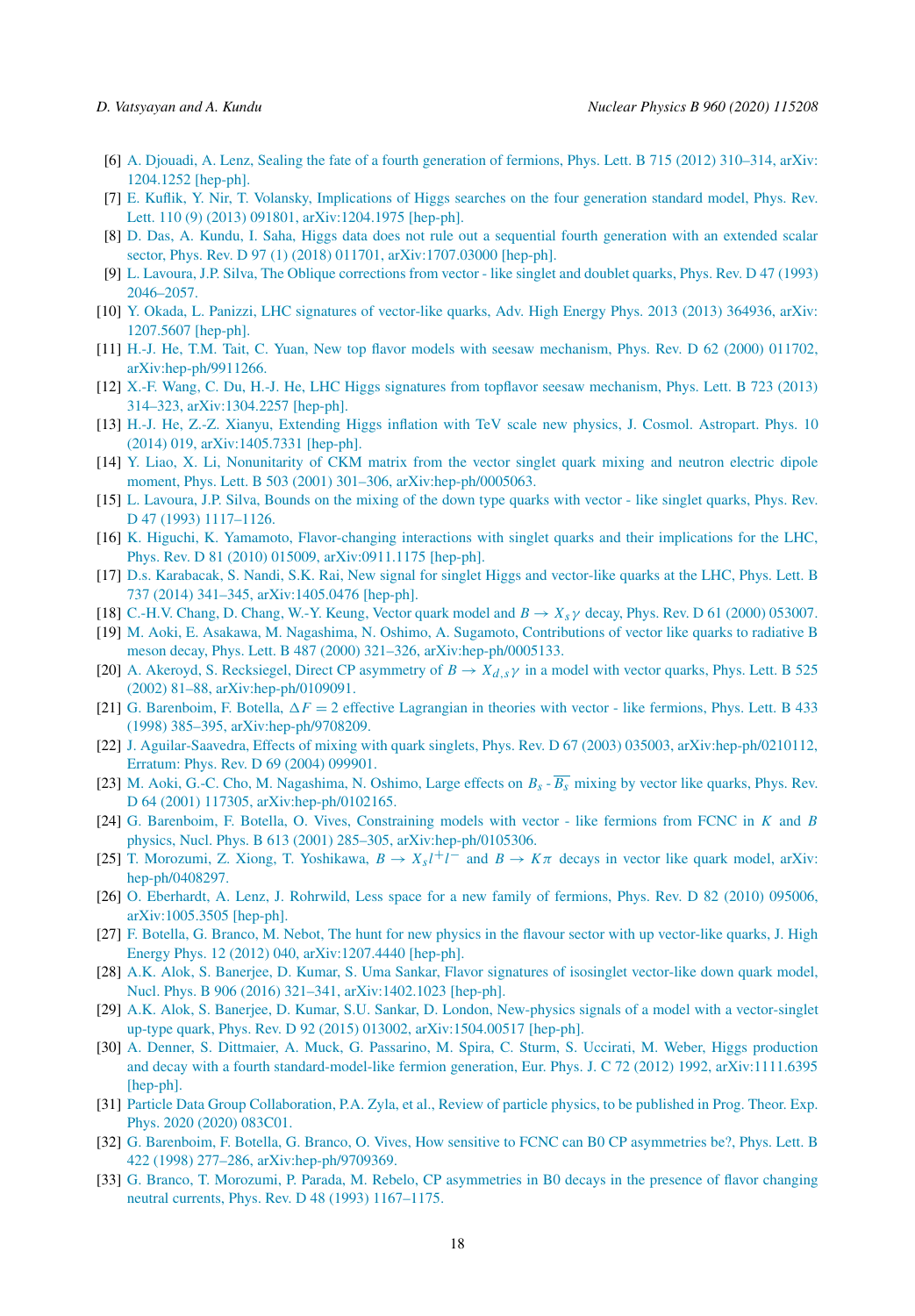[6] A. Djouadi, A. Lenz, Sealing the fate of a fourth generation of fermions, Phys. Lett. B 715 (2012) 310–314, arXiv:1204.1252 [hep-ph].

[7] E. Kuflik, Y. Nir, T. Volansky, Implications of Higgs searches on the four generation standard model, Phys. Rev. Lett. 110 (9) (2013) 091801, arXiv:1204.1975 [hep-ph].

[8] D. Das, A. Kundu, I. Saha, Higgs data does not rule out a sequential fourth generation with an extended scalar sector, Phys. Rev. D 97 (1) (2018) 011701, arXiv:1707.03000 [hep-ph].

[9] L. Lavoura, J.P. Silva, The Oblique corrections from vector - like singlet and doublet quarks, Phys. Rev. D 47 (1993) 2046–2057.

[10] Y. Okada, L. Panizzi, LHC signatures of vector-like quarks, Adv. High Energy Phys. 2013 (2013) 364936, arXiv:1207.5607 [hep-ph].

[11] H.-J. He, T.M. Tait, C. Yuan, New top flavor models with seesaw mechanism, Phys. Rev. D 62 (2000) 011702, arXiv:hep-ph/9911266.

[12] X.-F. Wang, C. Du, H.-J. He, LHC Higgs signatures from topflavor seesaw mechanism, Phys. Lett. B 723 (2013) 314–323, arXiv:1304.2257 [hep-ph].

[13] H.-J. He, Z.-Z. Xianyu, Extending Higgs inflation with TeV scale new physics, J. Cosmol. Astropart. Phys. 10 (2014) 019, arXiv:1405.7331 [hep-ph].

[14] Y. Liao, X. Li, Nonunitarity of CKM matrix from the vector singlet quark mixing and neutron electric dipole moment, Phys. Lett. B 503 (2001) 301–306, arXiv:hep-ph/0005063.

[15] L. Lavoura, J.P. Silva, Bounds on the mixing of the down type quarks with vector - like singlet quarks, Phys. Rev. D 47 (1993) 1117–1126.

[16] K. Higuchi, K. Yamamoto, Flavor-changing interactions with singlet quarks and their implications for the LHC, Phys. Rev. D 81 (2010) 015009, arXiv:0911.1175 [hep-ph].

[17] D.s. Karabacak, S. Nandi, S.K. Rai, New signal for singlet Higgs and vector-like quarks at the LHC, Phys. Lett. B 737 (2014) 341–345, arXiv:1405.0476 [hep-ph].

[18] C.-H.V. Chang, D. Chang, W.-Y. Keung, Vector quark model and $B \to X_s \gamma$ decay, Phys. Rev. D 61 (2000) 053007.

[19] M. Aoki, E. Asakawa, M. Nagashima, N. Oshimo, A. Sugamoto, Contributions of vector like quarks to radiative B meson decay, Phys. Lett. B 487 (2000) 321–326, arXiv:hep-ph/0005133.

[20] A. Akeroyd, S. Recksiegel, Direct CP asymmetry of $B \to X_{d,s}\gamma$ in a model with vector quarks, Phys. Lett. B 525 (2002) 81–88, arXiv:hep-ph/0109091.

[21] G. Barenboim, F. Botella, $\Delta F = 2$ effective Lagrangian in theories with vector - like fermions, Phys. Lett. B 433 (1998) 385–395, arXiv:hep-ph/9708209.

[22] J. Aguilar-Saavedra, Effects of mixing with quark singlets, Phys. Rev. D 67 (2003) 035003, arXiv:hep-ph/0210112, Erratum: Phys. Rev. D 69 (2004) 099901.

[23] M. Aoki, G.-C. Cho, M. Nagashima, N. Oshimo, Large effects on $B_s$ - $\overline{B_s}$ mixing by vector like quarks, Phys. Rev. D 64 (2001) 117305, arXiv:hep-ph/0102165.

[24] G. Barenboim, F. Botella, O. Vives, Constraining models with vector - like fermions from FCNC in $K$ and $B$ physics, Nucl. Phys. B 613 (2001) 285–305, arXiv:hep-ph/0105306.

[25] T. Morozumi, Z. Xiong, T. Yoshikawa, $B \to X_s l^+ l^-$ and $B \to K\pi$ decays in vector like quark model, arXiv:hep-ph/0408297.

[26] O. Eberhardt, A. Lenz, J. Rohrwild, Less space for a new family of fermions, Phys. Rev. D 82 (2010) 095006, arXiv:1005.3505 [hep-ph].

[27] F. Botella, G. Branco, M. Nebot, The hunt for new physics in the flavour sector with up vector-like quarks, J. High Energy Phys. 12 (2012) 040, arXiv:1207.4440 [hep-ph].

[28] A.K. Alok, S. Banerjee, D. Kumar, S. Uma Sankar, Flavor signatures of isosinglet vector-like down quark model, Nucl. Phys. B 906 (2016) 321–341, arXiv:1402.1023 [hep-ph].

[29] A.K. Alok, S. Banerjee, D. Kumar, S.U. Sankar, D. London, New-physics signals of a model with a vector-singlet up-type quark, Phys. Rev. D 92 (2015) 013002, arXiv:1504.00517 [hep-ph].

[30] A. Denner, S. Dittmaier, A. Muck, G. Passarino, M. Spira, C. Sturm, S. Uccirati, M. Weber, Higgs production and decay with a fourth standard-model-like fermion generation, Eur. Phys. J. C 72 (2012) 1992, arXiv:1111.6395 [hep-ph].

[31] Particle Data Group Collaboration, P.A. Zyla, et al., Review of particle physics, to be published in Prog. Theor. Exp. Phys. 2020 (2020) 083C01.

[32] G. Barenboim, F. Botella, G. Branco, O. Vives, How sensitive to FCNC can B0 CP asymmetries be?, Phys. Lett. B 422 (1998) 277–286, arXiv:hep-ph/9709369.

[33] G. Branco, T. Morozumi, P. Parada, M. Rebelo, CP asymmetries in B0 decays in the presence of flavor changing neutral currents, Phys. Rev. D 48 (1993) 1167–1175.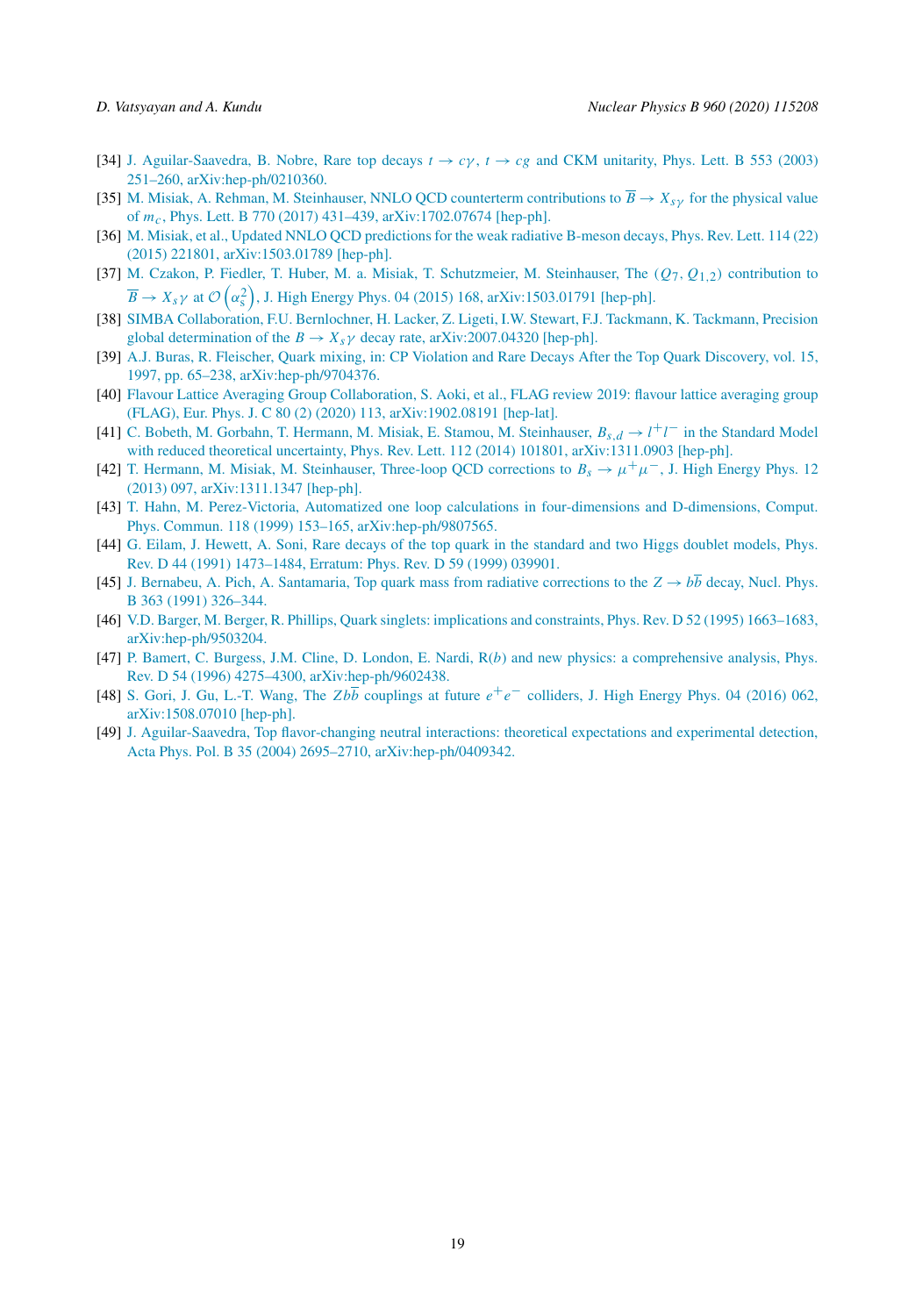[34] J. Aguilar-Saavedra, B. Nobre, Rare top decays $t \to c\gamma$, $t \to cg$ and CKM unitarity, Phys. Lett. B 553 (2003) 251–260, arXiv:hep-ph/0210360.

[35] M. Misiak, A. Rehman, M. Steinhauser, NNLO QCD counterterm contributions to $\overline{B} \to X_{s\gamma}$ for the physical value of $m_c$, Phys. Lett. B 770 (2017) 431–439, arXiv:1702.07674 [hep-ph].

[36] M. Misiak, et al., Updated NNLO QCD predictions for the weak radiative B-meson decays, Phys. Rev. Lett. 114 (22) (2015) 221801, arXiv:1503.01789 [hep-ph].

[37] M. Czakon, P. Fiedler, T. Huber, M. a. Misiak, T. Schutzmeier, M. Steinhauser, The $(Q_7, Q_{1,2})$ contribution to $\overline{B} \to X_s\gamma$ at $\mathcal{O}\left(\alpha_s^2\right)$, J. High Energy Phys. 04 (2015) 168, arXiv:1503.01791 [hep-ph].

[38] SIMBA Collaboration, F.U. Bernlochner, H. Lacker, Z. Ligeti, I.W. Stewart, F.J. Tackmann, K. Tackmann, Precision global determination of the $B \to X_s\gamma$ decay rate, arXiv:2007.04320 [hep-ph].

[39] A.J. Buras, R. Fleischer, Quark mixing, in: CP Violation and Rare Decays After the Top Quark Discovery, vol. 15, 1997, pp. 65–238, arXiv:hep-ph/9704376.

[40] Flavour Lattice Averaging Group Collaboration, S. Aoki, et al., FLAG review 2019: flavour lattice averaging group (FLAG), Eur. Phys. J. C 80 (2) (2020) 113, arXiv:1902.08191 [hep-lat].

[41] C. Bobeth, M. Gorbahn, T. Hermann, M. Misiak, E. Stamou, M. Steinhauser, $B_{s,d} \to l^+l^-$ in the Standard Model with reduced theoretical uncertainty, Phys. Rev. Lett. 112 (2014) 101801, arXiv:1311.0903 [hep-ph].

[42] T. Hermann, M. Misiak, M. Steinhauser, Three-loop QCD corrections to $B_s \to \mu^+\mu^-$, J. High Energy Phys. 12 (2013) 097, arXiv:1311.1347 [hep-ph].

[43] T. Hahn, M. Perez-Victoria, Automatized one loop calculations in four-dimensions and D-dimensions, Comput. Phys. Commun. 118 (1999) 153–165, arXiv:hep-ph/9807565.

[44] G. Eilam, J. Hewett, A. Soni, Rare decays of the top quark in the standard and two Higgs doublet models, Phys. Rev. D 44 (1991) 1473–1484, Erratum: Phys. Rev. D 59 (1999) 039901.

[45] J. Bernabeu, A. Pich, A. Santamaria, Top quark mass from radiative corrections to the $Z \to b\overline{b}$ decay, Nucl. Phys. B 363 (1991) 326–344.

[46] V.D. Barger, M. Berger, R. Phillips, Quark singlets: implications and constraints, Phys. Rev. D 52 (1995) 1663–1683, arXiv:hep-ph/9503204.

[47] P. Bamert, C. Burgess, J.M. Cline, D. London, E. Nardi, R($b$) and new physics: a comprehensive analysis, Phys. Rev. D 54 (1996) 4275–4300, arXiv:hep-ph/9602438.

[48] S. Gori, J. Gu, L.-T. Wang, The $Zb\overline{b}$ couplings at future $e^+e^-$ colliders, J. High Energy Phys. 04 (2016) 062, arXiv:1508.07010 [hep-ph].

[49] J. Aguilar-Saavedra, Top flavor-changing neutral interactions: theoretical expectations and experimental detection, Acta Phys. Pol. B 35 (2004) 2695–2710, arXiv:hep-ph/0409342.